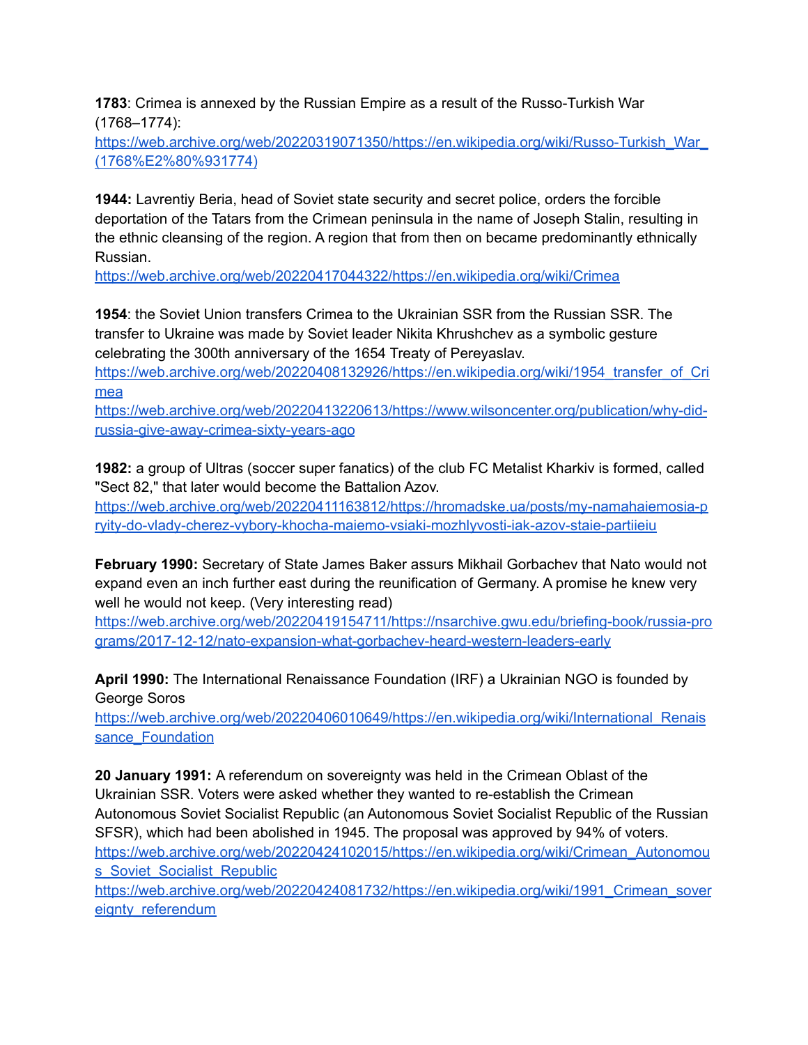**1783**: Crimea is annexed by the Russian Empire as a result of the Russo-Turkish War (1768–1774):
https://web.archive.org/web/20220319071350/https://en.wikipedia.org/wiki/Russo-Turkish_War_(1768%E2%80%931774)

**1944:** Lavrentiy Beria, head of Soviet state security and secret police, orders the forcible deportation of the Tatars from the Crimean peninsula in the name of Joseph Stalin, resulting in the ethnic cleansing of the region. A region that from then on became predominantly ethnically Russian.
https://web.archive.org/web/20220417044322/https://en.wikipedia.org/wiki/Crimea

**1954**: the Soviet Union transfers Crimea to the Ukrainian SSR from the Russian SSR. The transfer to Ukraine was made by Soviet leader Nikita Khrushchev as a symbolic gesture celebrating the 300th anniversary of the 1654 Treaty of Pereyaslav.
https://web.archive.org/web/20220408132926/https://en.wikipedia.org/wiki/1954_transfer_of_Crimea
https://web.archive.org/web/20220413220613/https://www.wilsoncenter.org/publication/why-did-russia-give-away-crimea-sixty-years-ago

**1982:** a group of Ultras (soccer super fanatics) of the club FC Metalist Kharkiv is formed, called "Sect 82," that later would become the Battalion Azov.
https://web.archive.org/web/20220411163812/https://hromadske.ua/posts/my-namahaiemosia-pryity-do-vlady-cherez-vybory-khocha-maiemo-vsiaki-mozhlyvosti-iak-azov-staie-partiieiu

**February 1990:** Secretary of State James Baker assurs Mikhail Gorbachev that Nato would not expand even an inch further east during the reunification of Germany. A promise he knew very well he would not keep. (Very interesting read)
https://web.archive.org/web/20220419154711/https://nsarchive.gwu.edu/briefing-book/russia-programs/2017-12-12/nato-expansion-what-gorbachev-heard-western-leaders-early

**April 1990:** The International Renaissance Foundation (IRF) a Ukrainian NGO is founded by George Soros
https://web.archive.org/web/20220406010649/https://en.wikipedia.org/wiki/International_Renaissance_Foundation

**20 January 1991:** A referendum on sovereignty was held in the Crimean Oblast of the Ukrainian SSR. Voters were asked whether they wanted to re-establish the Crimean Autonomous Soviet Socialist Republic (an Autonomous Soviet Socialist Republic of the Russian SFSR), which had been abolished in 1945. The proposal was approved by 94% of voters.
https://web.archive.org/web/20220424102015/https://en.wikipedia.org/wiki/Crimean_Autonomous_Soviet_Socialist_Republic
https://web.archive.org/web/20220424081732/https://en.wikipedia.org/wiki/1991_Crimean_sovereignty_referendum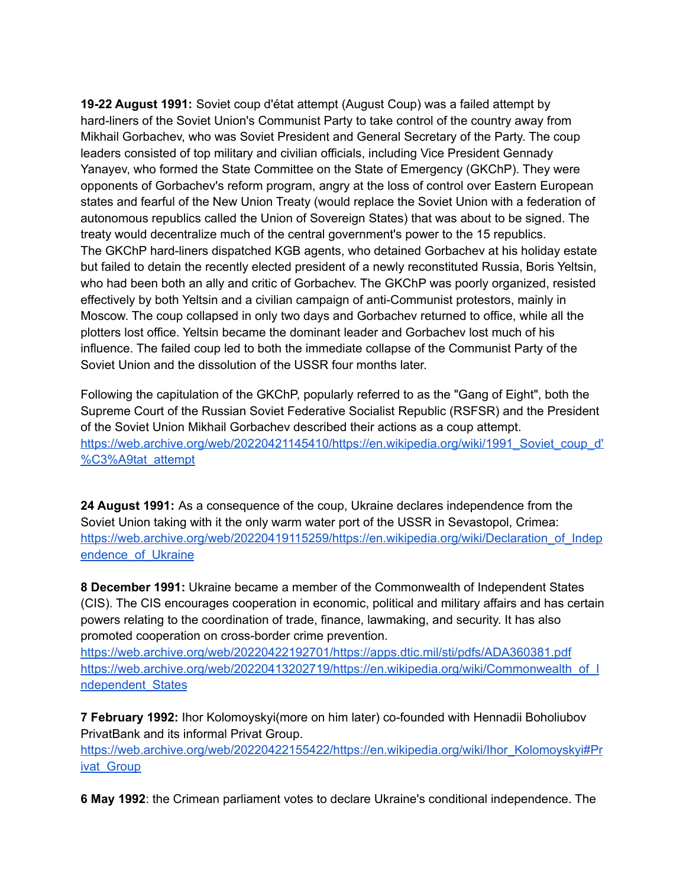**19-22 August 1991:** Soviet coup d'état attempt (August Coup) was a failed attempt by hard-liners of the Soviet Union's Communist Party to take control of the country away from Mikhail Gorbachev, who was Soviet President and General Secretary of the Party. The coup leaders consisted of top military and civilian officials, including Vice President Gennady Yanayev, who formed the State Committee on the State of Emergency (GKChP). They were opponents of Gorbachev's reform program, angry at the loss of control over Eastern European states and fearful of the New Union Treaty (would replace the Soviet Union with a federation of autonomous republics called the Union of Sovereign States) that was about to be signed. The treaty would decentralize much of the central government's power to the 15 republics.
The GKChP hard-liners dispatched KGB agents, who detained Gorbachev at his holiday estate but failed to detain the recently elected president of a newly reconstituted Russia, Boris Yeltsin, who had been both an ally and critic of Gorbachev. The GKChP was poorly organized, resisted effectively by both Yeltsin and a civilian campaign of anti-Communist protestors, mainly in Moscow. The coup collapsed in only two days and Gorbachev returned to office, while all the plotters lost office. Yeltsin became the dominant leader and Gorbachev lost much of his influence. The failed coup led to both the immediate collapse of the Communist Party of the Soviet Union and the dissolution of the USSR four months later.

Following the capitulation of the GKChP, popularly referred to as the "Gang of Eight", both the Supreme Court of the Russian Soviet Federative Socialist Republic (RSFSR) and the President of the Soviet Union Mikhail Gorbachev described their actions as a coup attempt.
https://web.archive.org/web/20220421145410/https://en.wikipedia.org/wiki/1991_Soviet_coup_d'%C3%A9tat_attempt

**24 August 1991:** As a consequence of the coup, Ukraine declares independence from the Soviet Union taking with it the only warm water port of the USSR in Sevastopol, Crimea:
https://web.archive.org/web/20220419115259/https://en.wikipedia.org/wiki/Declaration_of_Independence_of_Ukraine

**8 December 1991:** Ukraine became a member of the Commonwealth of Independent States (CIS). The CIS encourages cooperation in economic, political and military affairs and has certain powers relating to the coordination of trade, finance, lawmaking, and security. It has also promoted cooperation on cross-border crime prevention.
https://web.archive.org/web/20220422192701/https://apps.dtic.mil/sti/pdfs/ADA360381.pdf
https://web.archive.org/web/20220413202719/https://en.wikipedia.org/wiki/Commonwealth_of_Independent_States

**7 February 1992:** Ihor Kolomoyskyi(more on him later) co-founded with Hennadii Boholiubov PrivatBank and its informal Privat Group.
https://web.archive.org/web/20220422155422/https://en.wikipedia.org/wiki/Ihor_Kolomoyskyi#Privat_Group

**6 May 1992**: the Crimean parliament votes to declare Ukraine's conditional independence. The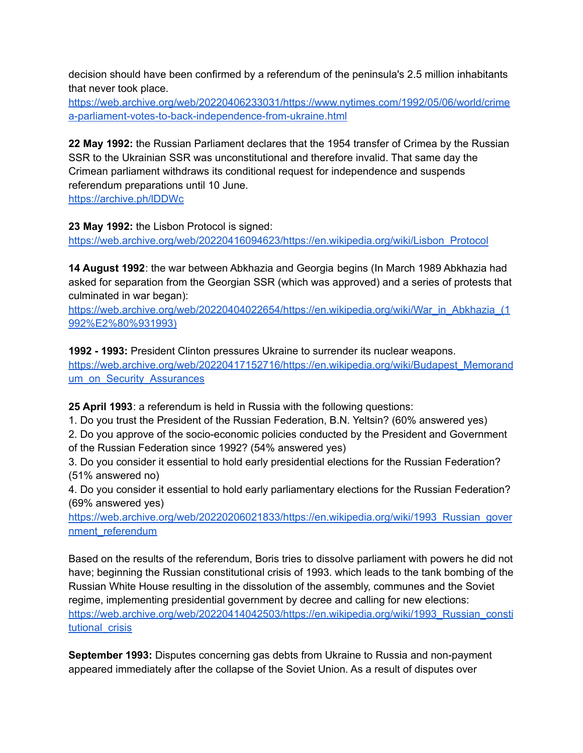decision should have been confirmed by a referendum of the peninsula's 2.5 million inhabitants that never took place.
https://web.archive.org/web/20220406233031/https://www.nytimes.com/1992/05/06/world/crimea-parliament-votes-to-back-independence-from-ukraine.html

**22 May 1992:** the Russian Parliament declares that the 1954 transfer of Crimea by the Russian SSR to the Ukrainian SSR was unconstitutional and therefore invalid. That same day the Crimean parliament withdraws its conditional request for independence and suspends referendum preparations until 10 June.
https://archive.ph/lDDWc

**23 May 1992:** the Lisbon Protocol is signed:
https://web.archive.org/web/20220416094623/https://en.wikipedia.org/wiki/Lisbon_Protocol

**14 August 1992**: the war between Abkhazia and Georgia begins (In March 1989 Abkhazia had asked for separation from the Georgian SSR (which was approved) and a series of protests that culminated in war began):
https://web.archive.org/web/20220404022654/https://en.wikipedia.org/wiki/War_in_Abkhazia_(1992%E2%80%931993)

**1992 - 1993:** President Clinton pressures Ukraine to surrender its nuclear weapons.
https://web.archive.org/web/20220417152716/https://en.wikipedia.org/wiki/Budapest_Memorandum_on_Security_Assurances

**25 April 1993**: a referendum is held in Russia with the following questions:
1. Do you trust the President of the Russian Federation, B.N. Yeltsin? (60% answered yes)
2. Do you approve of the socio-economic policies conducted by the President and Government of the Russian Federation since 1992? (54% answered yes)
3. Do you consider it essential to hold early presidential elections for the Russian Federation? (51% answered no)
4. Do you consider it essential to hold early parliamentary elections for the Russian Federation? (69% answered yes)
https://web.archive.org/web/20220206021833/https://en.wikipedia.org/wiki/1993_Russian_government_referendum

Based on the results of the referendum, Boris tries to dissolve parliament with powers he did not have; beginning the Russian constitutional crisis of 1993. which leads to the tank bombing of the Russian White House resulting in the dissolution of the assembly, communes and the Soviet regime, implementing presidential government by decree and calling for new elections:
https://web.archive.org/web/20220414042503/https://en.wikipedia.org/wiki/1993_Russian_constitutional_crisis

**September 1993:** Disputes concerning gas debts from Ukraine to Russia and non-payment appeared immediately after the collapse of the Soviet Union. As a result of disputes over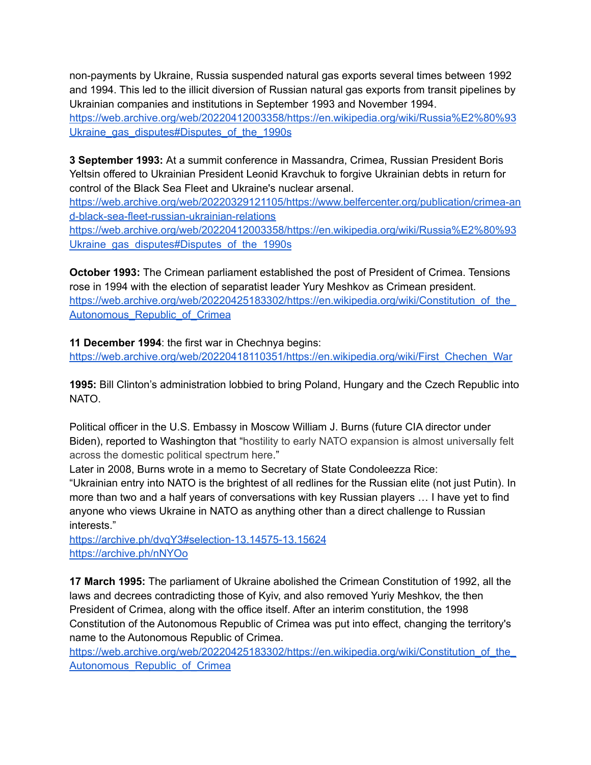non-payments by Ukraine, Russia suspended natural gas exports several times between 1992 and 1994. This led to the illicit diversion of Russian natural gas exports from transit pipelines by Ukrainian companies and institutions in September 1993 and November 1994.
https://web.archive.org/web/20220412003358/https://en.wikipedia.org/wiki/Russia%E2%80%93Ukraine_gas_disputes#Disputes_of_the_1990s

**3 September 1993:** At a summit conference in Massandra, Crimea, Russian President Boris Yeltsin offered to Ukrainian President Leonid Kravchuk to forgive Ukrainian debts in return for control of the Black Sea Fleet and Ukraine's nuclear arsenal.
https://web.archive.org/web/20220329121105/https://www.belfercenter.org/publication/crimea-and-black-sea-fleet-russian-ukrainian-relations
https://web.archive.org/web/20220412003358/https://en.wikipedia.org/wiki/Russia%E2%80%93Ukraine_gas_disputes#Disputes_of_the_1990s

**October 1993:** The Crimean parliament established the post of President of Crimea. Tensions rose in 1994 with the election of separatist leader Yury Meshkov as Crimean president.
https://web.archive.org/web/20220425183302/https://en.wikipedia.org/wiki/Constitution_of_the_Autonomous_Republic_of_Crimea

**11 December 1994**: the first war in Chechnya begins:
https://web.archive.org/web/20220418110351/https://en.wikipedia.org/wiki/First_Chechen_War

**1995:** Bill Clinton's administration lobbied to bring Poland, Hungary and the Czech Republic into NATO.

Political officer in the U.S. Embassy in Moscow William J. Burns (future CIA director under Biden), reported to Washington that "hostility to early NATO expansion is almost universally felt across the domestic political spectrum here."
Later in 2008, Burns wrote in a memo to Secretary of State Condoleezza Rice:
"Ukrainian entry into NATO is the brightest of all redlines for the Russian elite (not just Putin). In more than two and a half years of conversations with key Russian players … I have yet to find anyone who views Ukraine in NATO as anything other than a direct challenge to Russian interests."
https://archive.ph/dvqY3#selection-13.14575-13.15624
https://archive.ph/nNYOo

**17 March 1995:** The parliament of Ukraine abolished the Crimean Constitution of 1992, all the laws and decrees contradicting those of Kyiv, and also removed Yuriy Meshkov, the then President of Crimea, along with the office itself. After an interim constitution, the 1998 Constitution of the Autonomous Republic of Crimea was put into effect, changing the territory's name to the Autonomous Republic of Crimea.
https://web.archive.org/web/20220425183302/https://en.wikipedia.org/wiki/Constitution_of_the_Autonomous_Republic_of_Crimea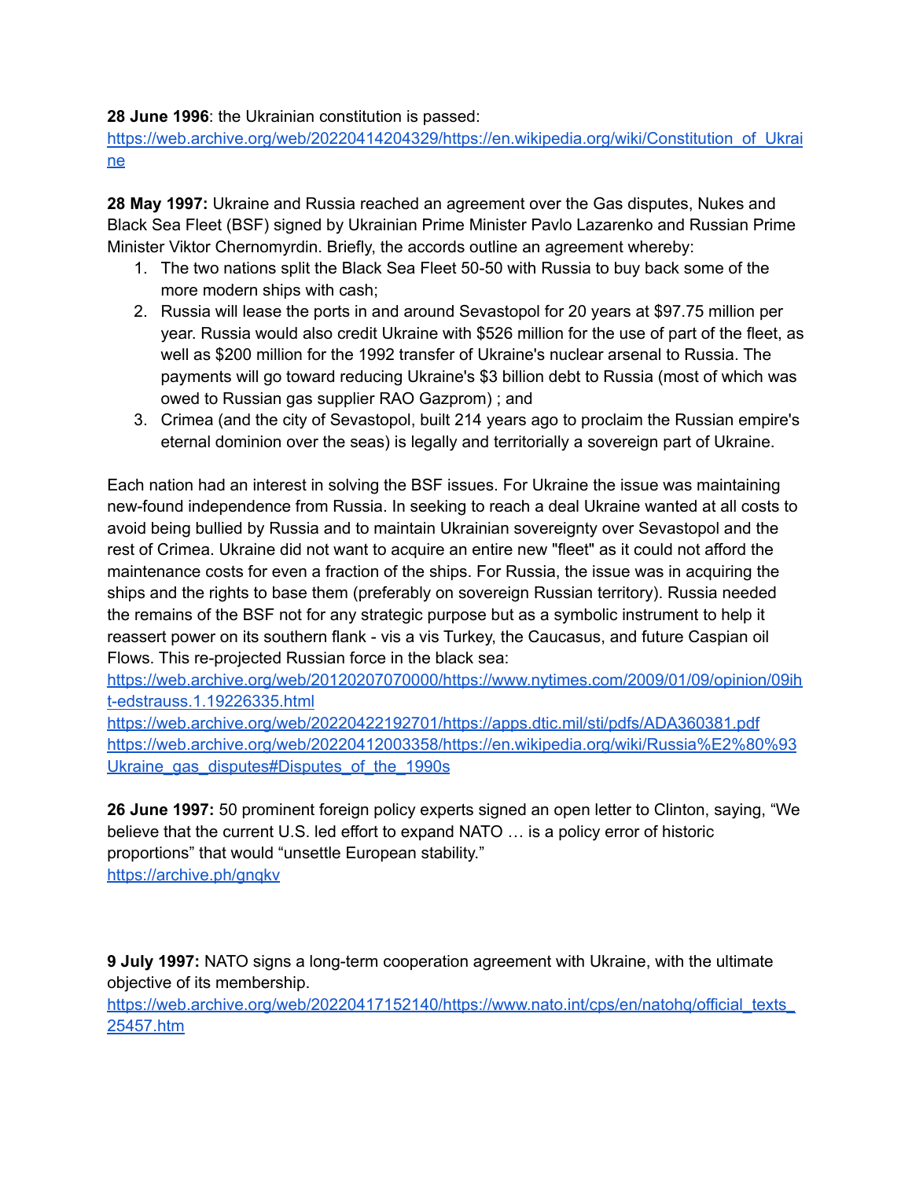**28 June 1996**: the Ukrainian constitution is passed:
https://web.archive.org/web/20220414204329/https://en.wikipedia.org/wiki/Constitution_of_Ukraine

**28 May 1997:** Ukraine and Russia reached an agreement over the Gas disputes, Nukes and Black Sea Fleet (BSF) signed by Ukrainian Prime Minister Pavlo Lazarenko and Russian Prime Minister Viktor Chernomyrdin. Briefly, the accords outline an agreement whereby:

1. The two nations split the Black Sea Fleet 50-50 with Russia to buy back some of the more modern ships with cash;
2. Russia will lease the ports in and around Sevastopol for 20 years at $97.75 million per year. Russia would also credit Ukraine with $526 million for the use of part of the fleet, as well as $200 million for the 1992 transfer of Ukraine's nuclear arsenal to Russia. The payments will go toward reducing Ukraine's $3 billion debt to Russia (most of which was owed to Russian gas supplier RAO Gazprom) ; and
3. Crimea (and the city of Sevastopol, built 214 years ago to proclaim the Russian empire's eternal dominion over the seas) is legally and territorially a sovereign part of Ukraine.

Each nation had an interest in solving the BSF issues. For Ukraine the issue was maintaining new-found independence from Russia. In seeking to reach a deal Ukraine wanted at all costs to avoid being bullied by Russia and to maintain Ukrainian sovereignty over Sevastopol and the rest of Crimea. Ukraine did not want to acquire an entire new "fleet" as it could not afford the maintenance costs for even a fraction of the ships. For Russia, the issue was in acquiring the ships and the rights to base them (preferably on sovereign Russian territory). Russia needed the remains of the BSF not for any strategic purpose but as a symbolic instrument to help it reassert power on its southern flank - vis a vis Turkey, the Caucasus, and future Caspian oil Flows. This re-projected Russian force in the black sea:
https://web.archive.org/web/20120207070000/https://www.nytimes.com/2009/01/09/opinion/09iht-edstrauss.1.19226335.html
https://web.archive.org/web/20220422192701/https://apps.dtic.mil/sti/pdfs/ADA360381.pdf
https://web.archive.org/web/20220412003358/https://en.wikipedia.org/wiki/Russia%E2%80%93Ukraine_gas_disputes#Disputes_of_the_1990s

**26 June 1997:** 50 prominent foreign policy experts signed an open letter to Clinton, saying, “We believe that the current U.S. led effort to expand NATO … is a policy error of historic proportions” that would “unsettle European stability.”
https://archive.ph/gnqkv

**9 July 1997:** NATO signs a long-term cooperation agreement with Ukraine, with the ultimate objective of its membership.
https://web.archive.org/web/20220417152140/https://www.nato.int/cps/en/natohq/official_texts_25457.htm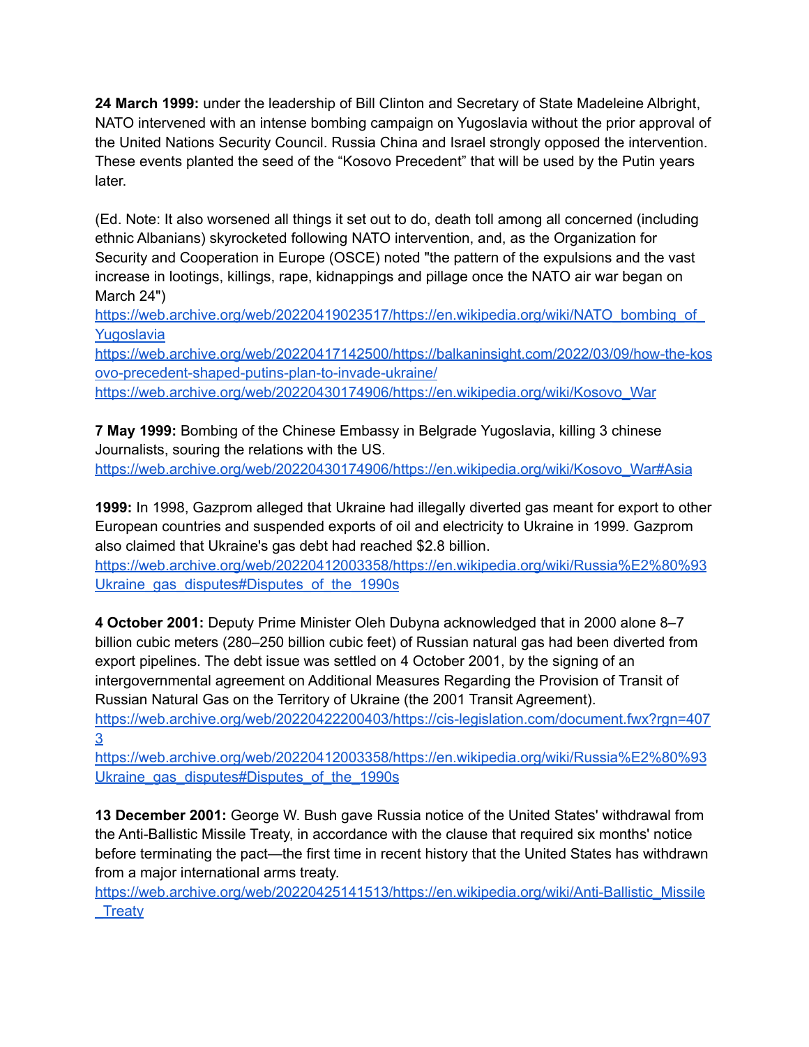**24 March 1999:** under the leadership of Bill Clinton and Secretary of State Madeleine Albright, NATO intervened with an intense bombing campaign on Yugoslavia without the prior approval of the United Nations Security Council. Russia China and Israel strongly opposed the intervention. These events planted the seed of the "Kosovo Precedent" that will be used by the Putin years later.

(Ed. Note: It also worsened all things it set out to do, death toll among all concerned (including ethnic Albanians) skyrocketed following NATO intervention, and, as the Organization for Security and Cooperation in Europe (OSCE) noted "the pattern of the expulsions and the vast increase in lootings, killings, rape, kidnappings and pillage once the NATO air war began on March 24")
https://web.archive.org/web/20220419023517/https://en.wikipedia.org/wiki/NATO_bombing_of_Yugoslavia
https://web.archive.org/web/20220417142500/https://balkaninsight.com/2022/03/09/how-the-kosovo-precedent-shaped-putins-plan-to-invade-ukraine/
https://web.archive.org/web/20220430174906/https://en.wikipedia.org/wiki/Kosovo_War

**7 May 1999:** Bombing of the Chinese Embassy in Belgrade Yugoslavia, killing 3 chinese Journalists, souring the relations with the US.
https://web.archive.org/web/20220430174906/https://en.wikipedia.org/wiki/Kosovo_War#Asia

**1999:** In 1998, Gazprom alleged that Ukraine had illegally diverted gas meant for export to other European countries and suspended exports of oil and electricity to Ukraine in 1999. Gazprom also claimed that Ukraine's gas debt had reached $2.8 billion.
https://web.archive.org/web/20220412003358/https://en.wikipedia.org/wiki/Russia%E2%80%93Ukraine_gas_disputes#Disputes_of_the_1990s

**4 October 2001:** Deputy Prime Minister Oleh Dubyna acknowledged that in 2000 alone 8–7 billion cubic meters (280–250 billion cubic feet) of Russian natural gas had been diverted from export pipelines. The debt issue was settled on 4 October 2001, by the signing of an intergovernmental agreement on Additional Measures Regarding the Provision of Transit of Russian Natural Gas on the Territory of Ukraine (the 2001 Transit Agreement).
https://web.archive.org/web/20220422200403/https://cis-legislation.com/document.fwx?rgn=4073
https://web.archive.org/web/20220412003358/https://en.wikipedia.org/wiki/Russia%E2%80%93Ukraine_gas_disputes#Disputes_of_the_1990s

**13 December 2001:** George W. Bush gave Russia notice of the United States' withdrawal from the Anti-Ballistic Missile Treaty, in accordance with the clause that required six months' notice before terminating the pact—the first time in recent history that the United States has withdrawn from a major international arms treaty.
https://web.archive.org/web/20220425141513/https://en.wikipedia.org/wiki/Anti-Ballistic_Missile_Treaty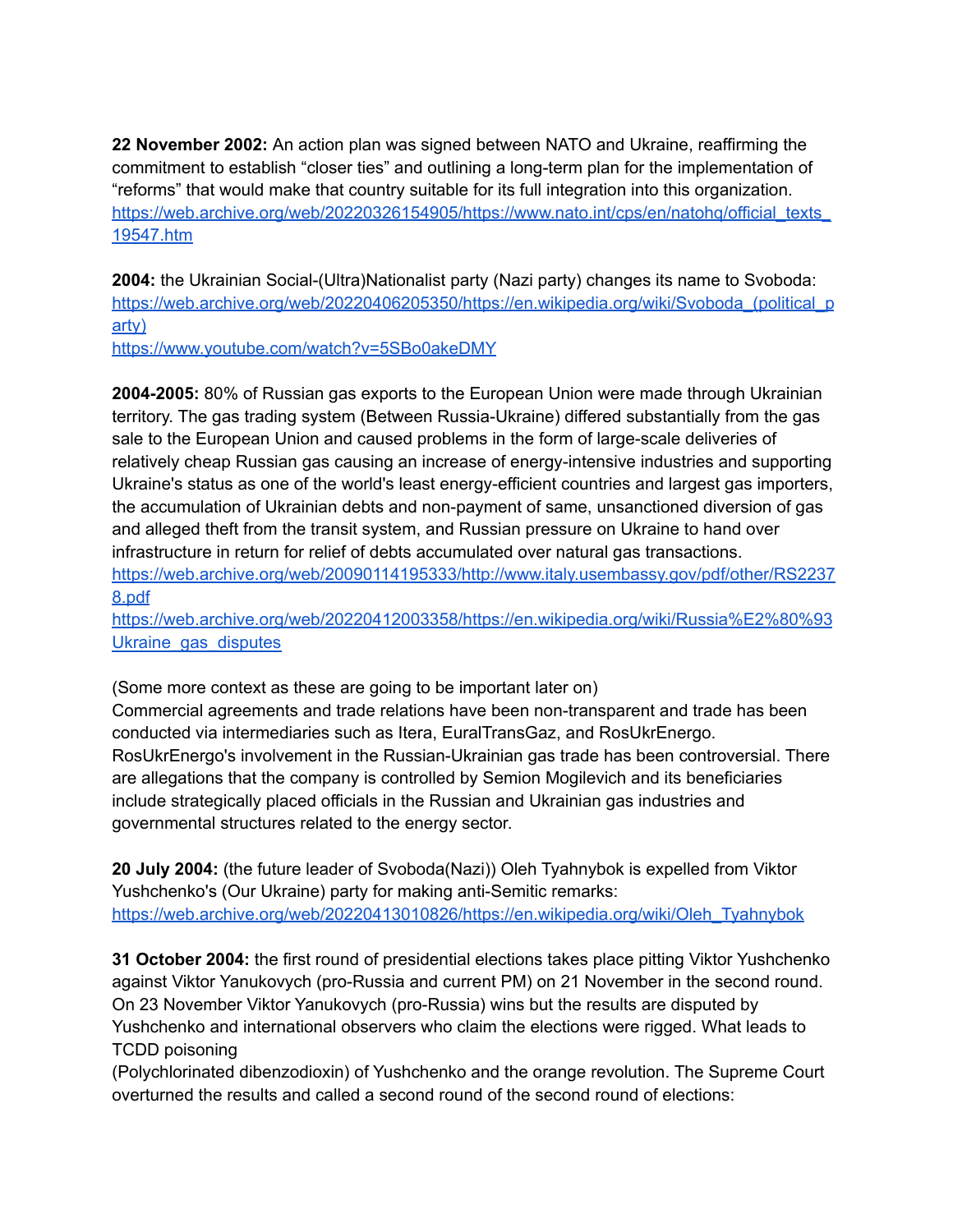**22 November 2002:** An action plan was signed between NATO and Ukraine, reaffirming the commitment to establish “closer ties” and outlining a long-term plan for the implementation of “reforms” that would make that country suitable for its full integration into this organization.
https://web.archive.org/web/20220326154905/https://www.nato.int/cps/en/natohq/official_texts_19547.htm

**2004:** the Ukrainian Social-(Ultra)Nationalist party (Nazi party) changes its name to Svoboda:
https://web.archive.org/web/20220406205350/https://en.wikipedia.org/wiki/Svoboda_(political_party)
https://www.youtube.com/watch?v=5SBo0akeDMY

**2004-2005:** 80% of Russian gas exports to the European Union were made through Ukrainian territory. The gas trading system (Between Russia-Ukraine) differed substantially from the gas sale to the European Union and caused problems in the form of large-scale deliveries of relatively cheap Russian gas causing an increase of energy-intensive industries and supporting Ukraine's status as one of the world's least energy-efficient countries and largest gas importers, the accumulation of Ukrainian debts and non-payment of same, unsanctioned diversion of gas and alleged theft from the transit system, and Russian pressure on Ukraine to hand over infrastructure in return for relief of debts accumulated over natural gas transactions.
https://web.archive.org/web/20090114195333/http://www.italy.usembassy.gov/pdf/other/RS22378.pdf
https://web.archive.org/web/20220412003358/https://en.wikipedia.org/wiki/Russia%E2%80%93Ukraine_gas_disputes

(Some more context as these are going to be important later on)
Commercial agreements and trade relations have been non-transparent and trade has been conducted via intermediaries such as Itera, EuralTransGaz, and RosUkrEnergo. RosUkrEnergo's involvement in the Russian-Ukrainian gas trade has been controversial. There are allegations that the company is controlled by Semion Mogilevich and its beneficiaries include strategically placed officials in the Russian and Ukrainian gas industries and governmental structures related to the energy sector.

**20 July 2004:** (the future leader of Svoboda(Nazi)) Oleh Tyahnybok is expelled from Viktor Yushchenko's (Our Ukraine) party for making anti-Semitic remarks:
https://web.archive.org/web/20220413010826/https://en.wikipedia.org/wiki/Oleh_Tyahnybok

**31 October 2004:** the first round of presidential elections takes place pitting Viktor Yushchenko against Viktor Yanukovych (pro-Russia and current PM) on 21 November in the second round. On 23 November Viktor Yanukovych (pro-Russia) wins but the results are disputed by Yushchenko and international observers who claim the elections were rigged. What leads to TCDD poisoning
(Polychlorinated dibenzodioxin) of Yushchenko and the orange revolution. The Supreme Court overturned the results and called a second round of the second round of elections: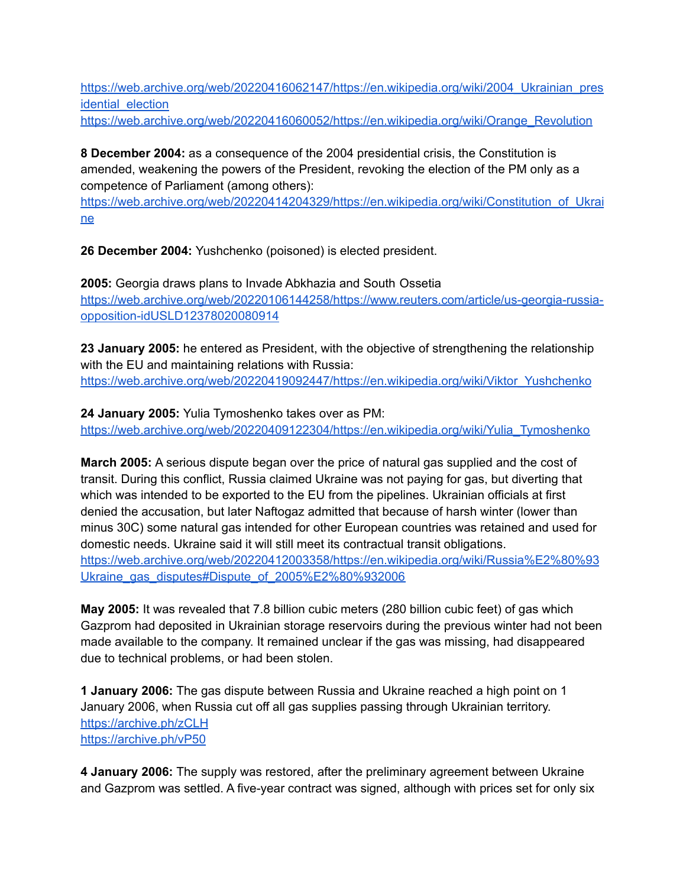https://web.archive.org/web/20220416062147/https://en.wikipedia.org/wiki/2004_Ukrainian_presidential_election
https://web.archive.org/web/20220416060052/https://en.wikipedia.org/wiki/Orange_Revolution

**8 December 2004:** as a consequence of the 2004 presidential crisis, the Constitution is amended, weakening the powers of the President, revoking the election of the PM only as a competence of Parliament (among others):
https://web.archive.org/web/20220414204329/https://en.wikipedia.org/wiki/Constitution_of_Ukraine

**26 December 2004:** Yushchenko (poisoned) is elected president.

**2005:** Georgia draws plans to Invade Abkhazia and South Ossetia
https://web.archive.org/web/20220106144258/https://www.reuters.com/article/us-georgia-russia-opposition-idUSLD12378020080914

**23 January 2005:** he entered as President, with the objective of strengthening the relationship with the EU and maintaining relations with Russia:
https://web.archive.org/web/20220419092447/https://en.wikipedia.org/wiki/Viktor_Yushchenko

**24 January 2005:** Yulia Tymoshenko takes over as PM:
https://web.archive.org/web/20220409122304/https://en.wikipedia.org/wiki/Yulia_Tymoshenko

**March 2005:** A serious dispute began over the price of natural gas supplied and the cost of transit. During this conflict, Russia claimed Ukraine was not paying for gas, but diverting that which was intended to be exported to the EU from the pipelines. Ukrainian officials at first denied the accusation, but later Naftogaz admitted that because of harsh winter (lower than minus 30C) some natural gas intended for other European countries was retained and used for domestic needs. Ukraine said it will still meet its contractual transit obligations.
https://web.archive.org/web/20220412003358/https://en.wikipedia.org/wiki/Russia%E2%80%93Ukraine_gas_disputes#Dispute_of_2005%E2%80%932006

**May 2005:** It was revealed that 7.8 billion cubic meters (280 billion cubic feet) of gas which Gazprom had deposited in Ukrainian storage reservoirs during the previous winter had not been made available to the company. It remained unclear if the gas was missing, had disappeared due to technical problems, or had been stolen.

**1 January 2006:** The gas dispute between Russia and Ukraine reached a high point on 1 January 2006, when Russia cut off all gas supplies passing through Ukrainian territory.
https://archive.ph/zCLH
https://archive.ph/vP50

**4 January 2006:** The supply was restored, after the preliminary agreement between Ukraine and Gazprom was settled. A five-year contract was signed, although with prices set for only six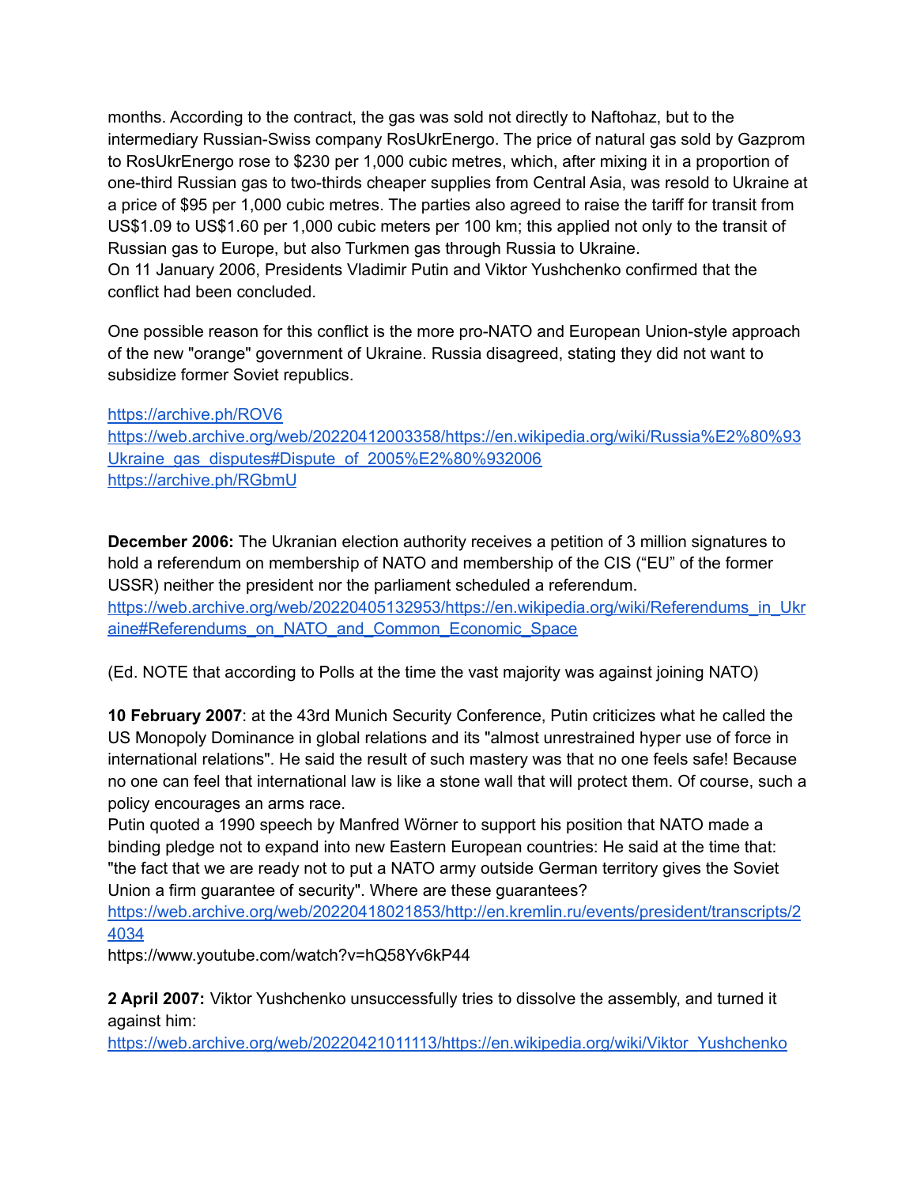months. According to the contract, the gas was sold not directly to Naftohaz, but to the intermediary Russian-Swiss company RosUkrEnergo. The price of natural gas sold by Gazprom to RosUkrEnergo rose to $230 per 1,000 cubic metres, which, after mixing it in a proportion of one-third Russian gas to two-thirds cheaper supplies from Central Asia, was resold to Ukraine at a price of $95 per 1,000 cubic metres. The parties also agreed to raise the tariff for transit from US$1.09 to US$1.60 per 1,000 cubic meters per 100 km; this applied not only to the transit of Russian gas to Europe, but also Turkmen gas through Russia to Ukraine.
On 11 January 2006, Presidents Vladimir Putin and Viktor Yushchenko confirmed that the conflict had been concluded.

One possible reason for this conflict is the more pro-NATO and European Union-style approach of the new "orange" government of Ukraine. Russia disagreed, stating they did not want to subsidize former Soviet republics.

https://archive.ph/ROV6
https://web.archive.org/web/20220412003358/https://en.wikipedia.org/wiki/Russia%E2%80%93Ukraine_gas_disputes#Dispute_of_2005%E2%80%932006
https://archive.ph/RGbmU

**December 2006:** The Ukranian election authority receives a petition of 3 million signatures to hold a referendum on membership of NATO and membership of the CIS ("EU" of the former USSR) neither the president nor the parliament scheduled a referendum.
https://web.archive.org/web/20220405132953/https://en.wikipedia.org/wiki/Referendums_in_Ukraine#Referendums_on_NATO_and_Common_Economic_Space

(Ed. NOTE that according to Polls at the time the vast majority was against joining NATO)

**10 February 2007**: at the 43rd Munich Security Conference, Putin criticizes what he called the US Monopoly Dominance in global relations and its "almost unrestrained hyper use of force in international relations". He said the result of such mastery was that no one feels safe! Because no one can feel that international law is like a stone wall that will protect them. Of course, such a policy encourages an arms race.
Putin quoted a 1990 speech by Manfred Wörner to support his position that NATO made a binding pledge not to expand into new Eastern European countries: He said at the time that: "the fact that we are ready not to put a NATO army outside German territory gives the Soviet Union a firm guarantee of security". Where are these guarantees?
https://web.archive.org/web/20220418021853/http://en.kremlin.ru/events/president/transcripts/24034
https://www.youtube.com/watch?v=hQ58Yv6kP44

**2 April 2007:** Viktor Yushchenko unsuccessfully tries to dissolve the assembly, and turned it against him:
https://web.archive.org/web/20220421011113/https://en.wikipedia.org/wiki/Viktor_Yushchenko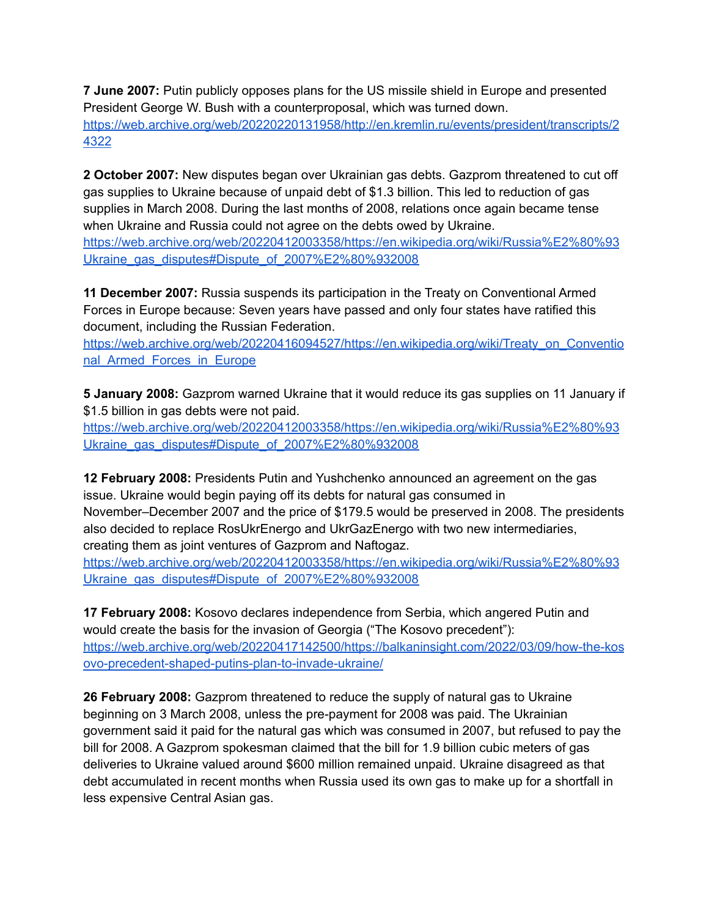**7 June 2007:** Putin publicly opposes plans for the US missile shield in Europe and presented President George W. Bush with a counterproposal, which was turned down.
https://web.archive.org/web/20220220131958/http://en.kremlin.ru/events/president/transcripts/24322

**2 October 2007:** New disputes began over Ukrainian gas debts. Gazprom threatened to cut off gas supplies to Ukraine because of unpaid debt of $1.3 billion. This led to reduction of gas supplies in March 2008. During the last months of 2008, relations once again became tense when Ukraine and Russia could not agree on the debts owed by Ukraine.
https://web.archive.org/web/20220412003358/https://en.wikipedia.org/wiki/Russia%E2%80%93Ukraine_gas_disputes#Dispute_of_2007%E2%80%932008

**11 December 2007:** Russia suspends its participation in the Treaty on Conventional Armed Forces in Europe because: Seven years have passed and only four states have ratified this document, including the Russian Federation.
https://web.archive.org/web/20220416094527/https://en.wikipedia.org/wiki/Treaty_on_Conventional_Armed_Forces_in_Europe

**5 January 2008:** Gazprom warned Ukraine that it would reduce its gas supplies on 11 January if $1.5 billion in gas debts were not paid.
https://web.archive.org/web/20220412003358/https://en.wikipedia.org/wiki/Russia%E2%80%93Ukraine_gas_disputes#Dispute_of_2007%E2%80%932008

**12 February 2008:** Presidents Putin and Yushchenko announced an agreement on the gas issue. Ukraine would begin paying off its debts for natural gas consumed in November–December 2007 and the price of $179.5 would be preserved in 2008. The presidents also decided to replace RosUkrEnergo and UkrGazEnergo with two new intermediaries, creating them as joint ventures of Gazprom and Naftogaz.
https://web.archive.org/web/20220412003358/https://en.wikipedia.org/wiki/Russia%E2%80%93Ukraine_gas_disputes#Dispute_of_2007%E2%80%932008

**17 February 2008:** Kosovo declares independence from Serbia, which angered Putin and would create the basis for the invasion of Georgia ("The Kosovo precedent"):
https://web.archive.org/web/20220417142500/https://balkaninsight.com/2022/03/09/how-the-kosovo-precedent-shaped-putins-plan-to-invade-ukraine/

**26 February 2008:** Gazprom threatened to reduce the supply of natural gas to Ukraine beginning on 3 March 2008, unless the pre-payment for 2008 was paid. The Ukrainian government said it paid for the natural gas which was consumed in 2007, but refused to pay the bill for 2008. A Gazprom spokesman claimed that the bill for 1.9 billion cubic meters of gas deliveries to Ukraine valued around $600 million remained unpaid. Ukraine disagreed as that debt accumulated in recent months when Russia used its own gas to make up for a shortfall in less expensive Central Asian gas.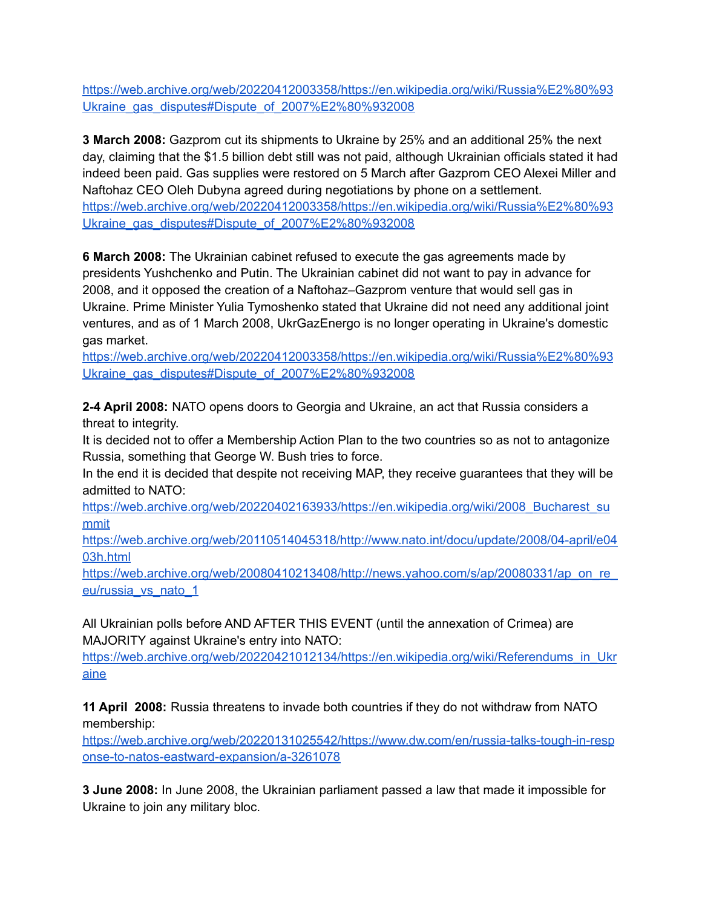https://web.archive.org/web/20220412003358/https://en.wikipedia.org/wiki/Russia%E2%80%93Ukraine_gas_disputes#Dispute_of_2007%E2%80%932008

**3 March 2008:** Gazprom cut its shipments to Ukraine by 25% and an additional 25% the next day, claiming that the $1.5 billion debt still was not paid, although Ukrainian officials stated it had indeed been paid. Gas supplies were restored on 5 March after Gazprom CEO Alexei Miller and Naftohaz CEO Oleh Dubyna agreed during negotiations by phone on a settlement.
https://web.archive.org/web/20220412003358/https://en.wikipedia.org/wiki/Russia%E2%80%93Ukraine_gas_disputes#Dispute_of_2007%E2%80%932008

**6 March 2008:** The Ukrainian cabinet refused to execute the gas agreements made by presidents Yushchenko and Putin. The Ukrainian cabinet did not want to pay in advance for 2008, and it opposed the creation of a Naftohaz–Gazprom venture that would sell gas in Ukraine. Prime Minister Yulia Tymoshenko stated that Ukraine did not need any additional joint ventures, and as of 1 March 2008, UkrGazEnergo is no longer operating in Ukraine's domestic gas market.
https://web.archive.org/web/20220412003358/https://en.wikipedia.org/wiki/Russia%E2%80%93Ukraine_gas_disputes#Dispute_of_2007%E2%80%932008

**2-4 April 2008:** NATO opens doors to Georgia and Ukraine, an act that Russia considers a threat to integrity.
It is decided not to offer a Membership Action Plan to the two countries so as not to antagonize Russia, something that George W. Bush tries to force.
In the end it is decided that despite not receiving MAP, they receive guarantees that they will be admitted to NATO:
https://web.archive.org/web/20220402163933/https://en.wikipedia.org/wiki/2008_Bucharest_summit
https://web.archive.org/web/20110514045318/http://www.nato.int/docu/update/2008/04-april/e0403h.html
https://web.archive.org/web/20080410213408/http://news.yahoo.com/s/ap/20080331/ap_on_re_eu/russia_vs_nato_1

All Ukrainian polls before AND AFTER THIS EVENT (until the annexation of Crimea) are MAJORITY against Ukraine's entry into NATO:
https://web.archive.org/web/20220421012134/https://en.wikipedia.org/wiki/Referendums_in_Ukraine

**11 April 2008:** Russia threatens to invade both countries if they do not withdraw from NATO membership:
https://web.archive.org/web/20220131025542/https://www.dw.com/en/russia-talks-tough-in-response-to-natos-eastward-expansion/a-3261078

**3 June 2008:** In June 2008, the Ukrainian parliament passed a law that made it impossible for Ukraine to join any military bloc.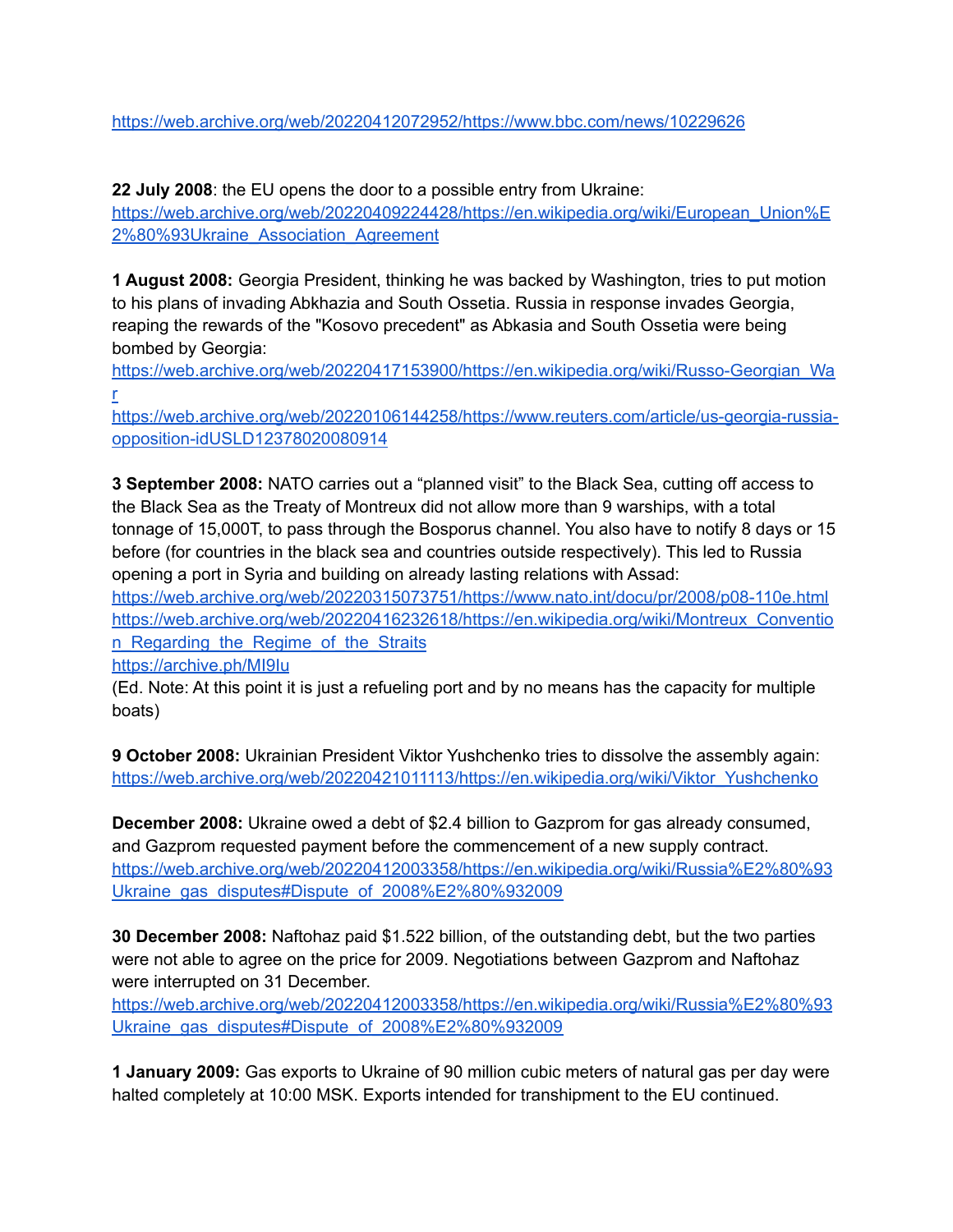https://web.archive.org/web/20220412072952/https://www.bbc.com/news/10229626

**22 July 2008**: the EU opens the door to a possible entry from Ukraine:
https://web.archive.org/web/20220409224428/https://en.wikipedia.org/wiki/European_Union%E2%80%93Ukraine_Association_Agreement

**1 August 2008:** Georgia President, thinking he was backed by Washington, tries to put motion to his plans of invading Abkhazia and South Ossetia. Russia in response invades Georgia, reaping the rewards of the "Kosovo precedent" as Abkasia and South Ossetia were being bombed by Georgia:
https://web.archive.org/web/20220417153900/https://en.wikipedia.org/wiki/Russo-Georgian_War
https://web.archive.org/web/20220106144258/https://www.reuters.com/article/us-georgia-russia-opposition-idUSLD12378020080914

**3 September 2008:** NATO carries out a "planned visit" to the Black Sea, cutting off access to the Black Sea as the Treaty of Montreux did not allow more than 9 warships, with a total tonnage of 15,000T, to pass through the Bosporus channel. You also have to notify 8 days or 15 before (for countries in the black sea and countries outside respectively). This led to Russia opening a port in Syria and building on already lasting relations with Assad:
https://web.archive.org/web/20220315073751/https://www.nato.int/docu/pr/2008/p08-110e.html
https://web.archive.org/web/20220416232618/https://en.wikipedia.org/wiki/Montreux_Convention_Regarding_the_Regime_of_the_Straits
https://archive.ph/MI9lu
(Ed. Note: At this point it is just a refueling port and by no means has the capacity for multiple boats)

**9 October 2008:** Ukrainian President Viktor Yushchenko tries to dissolve the assembly again:
https://web.archive.org/web/20220421011113/https://en.wikipedia.org/wiki/Viktor_Yushchenko

**December 2008:** Ukraine owed a debt of $2.4 billion to Gazprom for gas already consumed, and Gazprom requested payment before the commencement of a new supply contract.
https://web.archive.org/web/20220412003358/https://en.wikipedia.org/wiki/Russia%E2%80%93Ukraine_gas_disputes#Dispute_of_2008%E2%80%932009

**30 December 2008:** Naftohaz paid $1.522 billion, of the outstanding debt, but the two parties were not able to agree on the price for 2009. Negotiations between Gazprom and Naftohaz were interrupted on 31 December.
https://web.archive.org/web/20220412003358/https://en.wikipedia.org/wiki/Russia%E2%80%93Ukraine_gas_disputes#Dispute_of_2008%E2%80%932009

**1 January 2009:** Gas exports to Ukraine of 90 million cubic meters of natural gas per day were halted completely at 10:00 MSK. Exports intended for transhipment to the EU continued.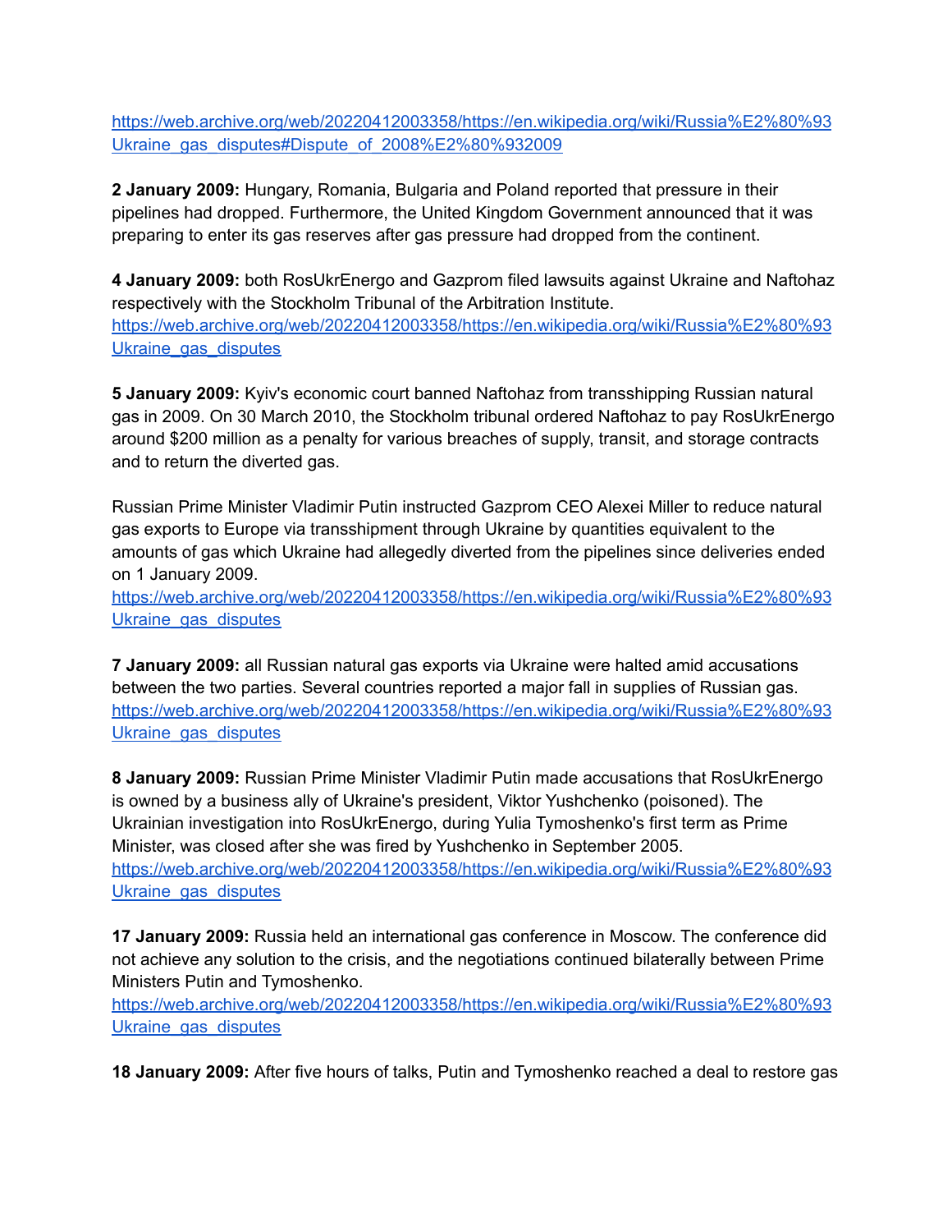[https://web.archive.org/web/20220412003358/https://en.wikipedia.org/wiki/Russia%E2%80%93Ukraine_gas_disputes#Dispute_of_2008%E2%80%932009](https://web.archive.org/web/20220412003358/https://en.wikipedia.org/wiki/Russia%E2%80%93Ukraine_gas_disputes#Dispute_of_2008%E2%80%932009)

**2 January 2009:** Hungary, Romania, Bulgaria and Poland reported that pressure in their pipelines had dropped. Furthermore, the United Kingdom Government announced that it was preparing to enter its gas reserves after gas pressure had dropped from the continent.

**4 January 2009:** both RosUkrEnergo and Gazprom filed lawsuits against Ukraine and Naftohaz respectively with the Stockholm Tribunal of the Arbitration Institute.
[https://web.archive.org/web/20220412003358/https://en.wikipedia.org/wiki/Russia%E2%80%93Ukraine_gas_disputes](https://web.archive.org/web/20220412003358/https://en.wikipedia.org/wiki/Russia%E2%80%93Ukraine_gas_disputes)

**5 January 2009:** Kyiv's economic court banned Naftohaz from transshipping Russian natural gas in 2009. On 30 March 2010, the Stockholm tribunal ordered Naftohaz to pay RosUkrEnergo around $200 million as a penalty for various breaches of supply, transit, and storage contracts and to return the diverted gas.

Russian Prime Minister Vladimir Putin instructed Gazprom CEO Alexei Miller to reduce natural gas exports to Europe via transshipment through Ukraine by quantities equivalent to the amounts of gas which Ukraine had allegedly diverted from the pipelines since deliveries ended on 1 January 2009.
[https://web.archive.org/web/20220412003358/https://en.wikipedia.org/wiki/Russia%E2%80%93Ukraine_gas_disputes](https://web.archive.org/web/20220412003358/https://en.wikipedia.org/wiki/Russia%E2%80%93Ukraine_gas_disputes)

**7 January 2009:** all Russian natural gas exports via Ukraine were halted amid accusations between the two parties. Several countries reported a major fall in supplies of Russian gas.
[https://web.archive.org/web/20220412003358/https://en.wikipedia.org/wiki/Russia%E2%80%93Ukraine_gas_disputes](https://web.archive.org/web/20220412003358/https://en.wikipedia.org/wiki/Russia%E2%80%93Ukraine_gas_disputes)

**8 January 2009:** Russian Prime Minister Vladimir Putin made accusations that RosUkrEnergo is owned by a business ally of Ukraine's president, Viktor Yushchenko (poisoned). The Ukrainian investigation into RosUkrEnergo, during Yulia Tymoshenko's first term as Prime Minister, was closed after she was fired by Yushchenko in September 2005.
[https://web.archive.org/web/20220412003358/https://en.wikipedia.org/wiki/Russia%E2%80%93Ukraine_gas_disputes](https://web.archive.org/web/20220412003358/https://en.wikipedia.org/wiki/Russia%E2%80%93Ukraine_gas_disputes)

**17 January 2009:** Russia held an international gas conference in Moscow. The conference did not achieve any solution to the crisis, and the negotiations continued bilaterally between Prime Ministers Putin and Tymoshenko.
[https://web.archive.org/web/20220412003358/https://en.wikipedia.org/wiki/Russia%E2%80%93Ukraine_gas_disputes](https://web.archive.org/web/20220412003358/https://en.wikipedia.org/wiki/Russia%E2%80%93Ukraine_gas_disputes)

**18 January 2009:** After five hours of talks, Putin and Tymoshenko reached a deal to restore gas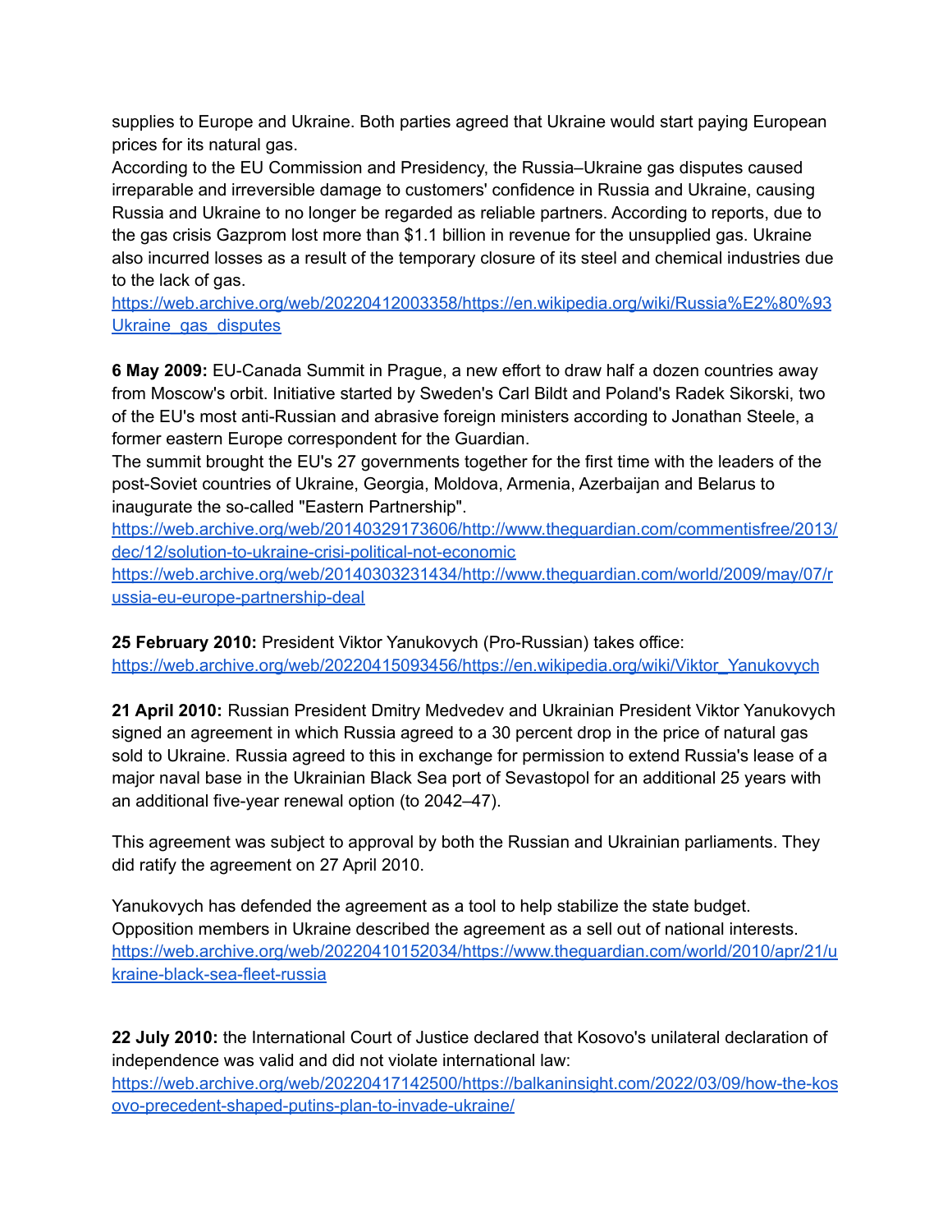supplies to Europe and Ukraine. Both parties agreed that Ukraine would start paying European prices for its natural gas.
According to the EU Commission and Presidency, the Russia–Ukraine gas disputes caused irreparable and irreversible damage to customers' confidence in Russia and Ukraine, causing Russia and Ukraine to no longer be regarded as reliable partners. According to reports, due to the gas crisis Gazprom lost more than $1.1 billion in revenue for the unsupplied gas. Ukraine also incurred losses as a result of the temporary closure of its steel and chemical industries due to the lack of gas.
[https://web.archive.org/web/20220412003358/https://en.wikipedia.org/wiki/Russia%E2%80%93Ukraine_gas_disputes](https://web.archive.org/web/20220412003358/https://en.wikipedia.org/wiki/Russia%E2%80%93Ukraine_gas_disputes)

**6 May 2009:** EU-Canada Summit in Prague, a new effort to draw half a dozen countries away from Moscow's orbit. Initiative started by Sweden's Carl Bildt and Poland's Radek Sikorski, two of the EU's most anti-Russian and abrasive foreign ministers according to Jonathan Steele, a former eastern Europe correspondent for the Guardian.
The summit brought the EU's 27 governments together for the first time with the leaders of the post-Soviet countries of Ukraine, Georgia, Moldova, Armenia, Azerbaijan and Belarus to inaugurate the so-called "Eastern Partnership".
[https://web.archive.org/web/20140329173606/http://www.theguardian.com/commentisfree/2013/dec/12/solution-to-ukraine-crisi-political-not-economic](https://web.archive.org/web/20140329173606/http://www.theguardian.com/commentisfree/2013/dec/12/solution-to-ukraine-crisi-political-not-economic)
[https://web.archive.org/web/20140303231434/http://www.theguardian.com/world/2009/may/07/russia-eu-europe-partnership-deal](https://web.archive.org/web/20140303231434/http://www.theguardian.com/world/2009/may/07/russia-eu-europe-partnership-deal)

**25 February 2010:** President Viktor Yanukovych (Pro-Russian) takes office:
[https://web.archive.org/web/20220415093456/https://en.wikipedia.org/wiki/Viktor_Yanukovych](https://web.archive.org/web/20220415093456/https://en.wikipedia.org/wiki/Viktor_Yanukovych)

**21 April 2010:** Russian President Dmitry Medvedev and Ukrainian President Viktor Yanukovych signed an agreement in which Russia agreed to a 30 percent drop in the price of natural gas sold to Ukraine. Russia agreed to this in exchange for permission to extend Russia's lease of a major naval base in the Ukrainian Black Sea port of Sevastopol for an additional 25 years with an additional five-year renewal option (to 2042–47).

This agreement was subject to approval by both the Russian and Ukrainian parliaments. They did ratify the agreement on 27 April 2010.

Yanukovych has defended the agreement as a tool to help stabilize the state budget. Opposition members in Ukraine described the agreement as a sell out of national interests.
[https://web.archive.org/web/20220410152034/https://www.theguardian.com/world/2010/apr/21/ukraine-black-sea-fleet-russia](https://web.archive.org/web/20220410152034/https://www.theguardian.com/world/2010/apr/21/ukraine-black-sea-fleet-russia)

**22 July 2010:** the International Court of Justice declared that Kosovo's unilateral declaration of independence was valid and did not violate international law:
[https://web.archive.org/web/20220417142500/https://balkaninsight.com/2022/03/09/how-the-kosovo-precedent-shaped-putins-plan-to-invade-ukraine/](https://web.archive.org/web/20220417142500/https://balkaninsight.com/2022/03/09/how-the-kosovo-precedent-shaped-putins-plan-to-invade-ukraine/)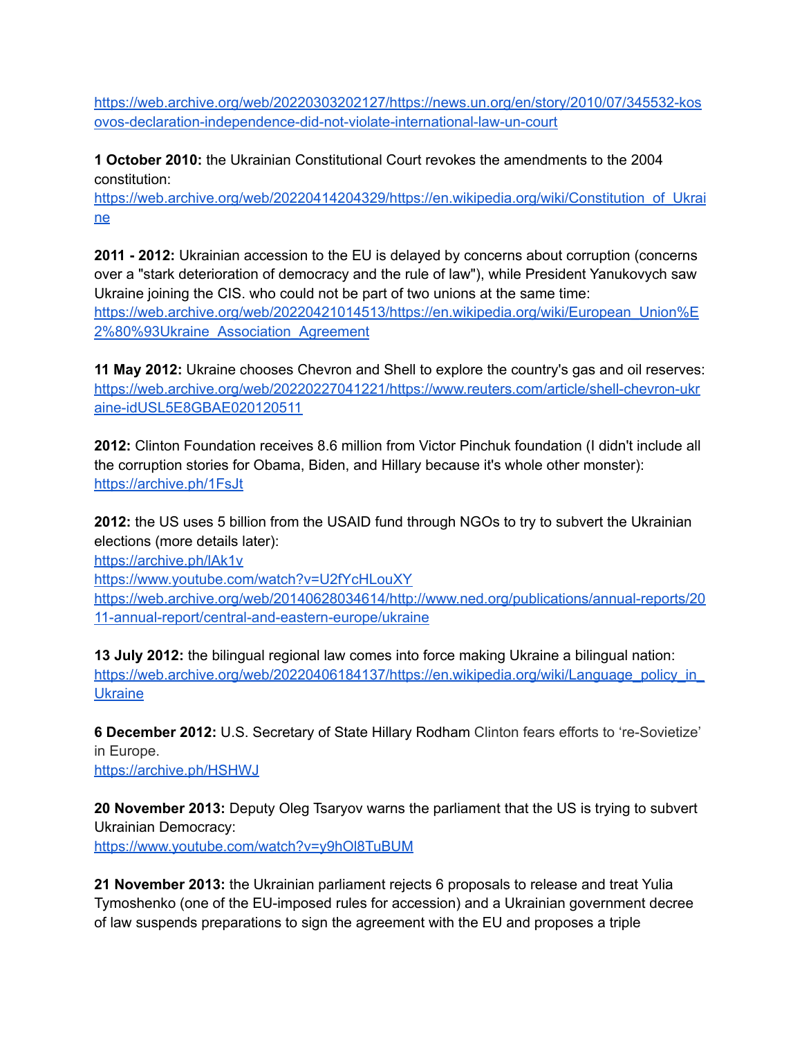https://web.archive.org/web/20220303202127/https://news.un.org/en/story/2010/07/345532-kosovos-declaration-independence-did-not-violate-international-law-un-court

**1 October 2010:** the Ukrainian Constitutional Court revokes the amendments to the 2004 constitution:
https://web.archive.org/web/20220414204329/https://en.wikipedia.org/wiki/Constitution_of_Ukraine

**2011 - 2012:** Ukrainian accession to the EU is delayed by concerns about corruption (concerns over a "stark deterioration of democracy and the rule of law"), while President Yanukovych saw Ukraine joining the CIS. who could not be part of two unions at the same time:
https://web.archive.org/web/20220421014513/https://en.wikipedia.org/wiki/European_Union%E2%80%93Ukraine_Association_Agreement

**11 May 2012:** Ukraine chooses Chevron and Shell to explore the country's gas and oil reserves:
https://web.archive.org/web/20220227041221/https://www.reuters.com/article/shell-chevron-ukraine-idUSL5E8GBAE020120511

**2012:** Clinton Foundation receives 8.6 million from Victor Pinchuk foundation (I didn't include all the corruption stories for Obama, Biden, and Hillary because it's whole other monster):
https://archive.ph/1FsJt

**2012:** the US uses 5 billion from the USAID fund through NGOs to try to subvert the Ukrainian elections (more details later):
https://archive.ph/lAk1v
https://www.youtube.com/watch?v=U2fYcHLouXY
https://web.archive.org/web/20140628034614/http://www.ned.org/publications/annual-reports/2011-annual-report/central-and-eastern-europe/ukraine

**13 July 2012:** the bilingual regional law comes into force making Ukraine a bilingual nation:
https://web.archive.org/web/20220406184137/https://en.wikipedia.org/wiki/Language_policy_in_Ukraine

**6 December 2012:** U.S. Secretary of State Hillary Rodham Clinton fears efforts to 're-Sovietize' in Europe.
https://archive.ph/HSHWJ

**20 November 2013:** Deputy Oleg Tsaryov warns the parliament that the US is trying to subvert Ukrainian Democracy:
https://www.youtube.com/watch?v=y9hOl8TuBUM

**21 November 2013:** the Ukrainian parliament rejects 6 proposals to release and treat Yulia Tymoshenko (one of the EU-imposed rules for accession) and a Ukrainian government decree of law suspends preparations to sign the agreement with the EU and proposes a triple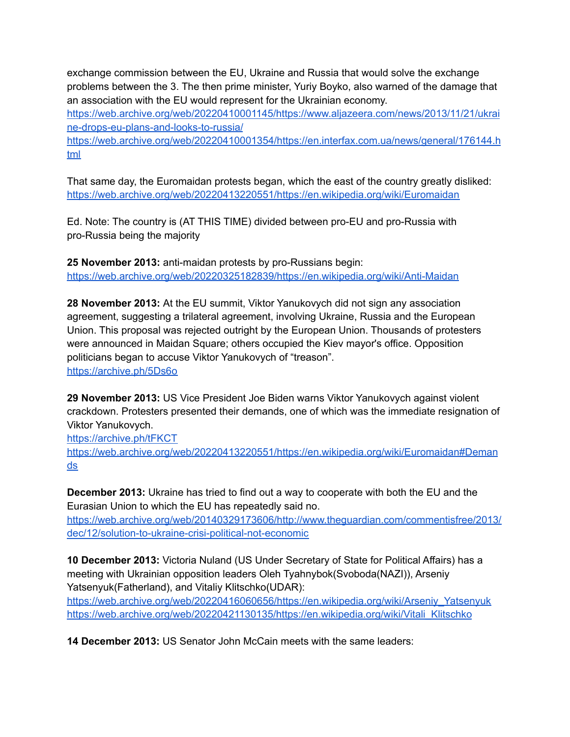exchange commission between the EU, Ukraine and Russia that would solve the exchange problems between the 3. The then prime minister, Yuriy Boyko, also warned of the damage that an association with the EU would represent for the Ukrainian economy.
https://web.archive.org/web/20220410001145/https://www.aljazeera.com/news/2013/11/21/ukraine-drops-eu-plans-and-looks-to-russia/
https://web.archive.org/web/20220410001354/https://en.interfax.com.ua/news/general/176144.html

That same day, the Euromaidan protests began, which the east of the country greatly disliked:
https://web.archive.org/web/20220413220551/https://en.wikipedia.org/wiki/Euromaidan

Ed. Note: The country is (AT THIS TIME) divided between pro-EU and pro-Russia with pro-Russia being the majority

**25 November 2013:** anti-maidan protests by pro-Russians begin:
https://web.archive.org/web/20220325182839/https://en.wikipedia.org/wiki/Anti-Maidan

**28 November 2013:** At the EU summit, Viktor Yanukovych did not sign any association agreement, suggesting a trilateral agreement, involving Ukraine, Russia and the European Union. This proposal was rejected outright by the European Union. Thousands of protesters were announced in Maidan Square; others occupied the Kiev mayor's office. Opposition politicians began to accuse Viktor Yanukovych of "treason".
https://archive.ph/5Ds6o

**29 November 2013:** US Vice President Joe Biden warns Viktor Yanukovych against violent crackdown. Protesters presented their demands, one of which was the immediate resignation of Viktor Yanukovych.
https://archive.ph/tFKCT
https://web.archive.org/web/20220413220551/https://en.wikipedia.org/wiki/Euromaidan#Demands

**December 2013:** Ukraine has tried to find out a way to cooperate with both the EU and the Eurasian Union to which the EU has repeatedly said no.
https://web.archive.org/web/20140329173606/http://www.theguardian.com/commentisfree/2013/dec/12/solution-to-ukraine-crisi-political-not-economic

**10 December 2013:** Victoria Nuland (US Under Secretary of State for Political Affairs) has a meeting with Ukrainian opposition leaders Oleh Tyahnybok(Svoboda(NAZI)), Arseniy Yatsenyuk(Fatherland), and Vitaliy Klitschko(UDAR):
https://web.archive.org/web/20220416060656/https://en.wikipedia.org/wiki/Arseniy_Yatsenyuk
https://web.archive.org/web/20220421130135/https://en.wikipedia.org/wiki/Vitali_Klitschko

**14 December 2013:** US Senator John McCain meets with the same leaders: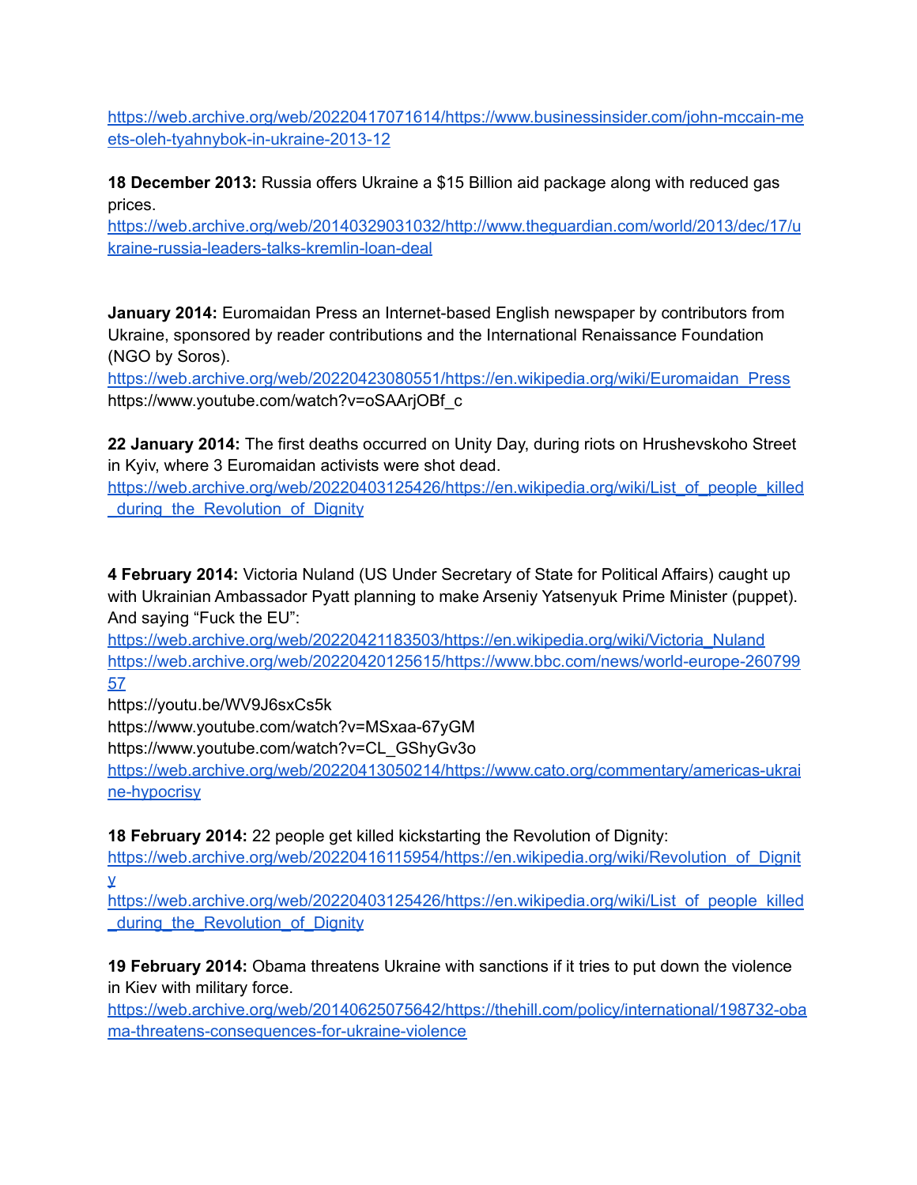https://web.archive.org/web/20220417071614/https://www.businessinsider.com/john-mccain-meets-oleh-tyahnybok-in-ukraine-2013-12

**18 December 2013:** Russia offers Ukraine a $15 Billion aid package along with reduced gas prices.
https://web.archive.org/web/20140329031032/http://www.theguardian.com/world/2013/dec/17/ukraine-russia-leaders-talks-kremlin-loan-deal

**January 2014:** Euromaidan Press an Internet-based English newspaper by contributors from Ukraine, sponsored by reader contributions and the International Renaissance Foundation (NGO by Soros).
https://web.archive.org/web/20220423080551/https://en.wikipedia.org/wiki/Euromaidan_Press
https://www.youtube.com/watch?v=oSAArjOBf_c

**22 January 2014:** The first deaths occurred on Unity Day, during riots on Hrushevskoho Street in Kyiv, where 3 Euromaidan activists were shot dead.
https://web.archive.org/web/20220403125426/https://en.wikipedia.org/wiki/List_of_people_killed_during_the_Revolution_of_Dignity

**4 February 2014:** Victoria Nuland (US Under Secretary of State for Political Affairs) caught up with Ukrainian Ambassador Pyatt planning to make Arseniy Yatsenyuk Prime Minister (puppet). And saying "Fuck the EU":
https://web.archive.org/web/20220421183503/https://en.wikipedia.org/wiki/Victoria_Nuland
https://web.archive.org/web/20220420125615/https://www.bbc.com/news/world-europe-26079957
https://youtu.be/WV9J6sxCs5k
https://www.youtube.com/watch?v=MSxaa-67yGM
https://www.youtube.com/watch?v=CL_GShyGv3o
https://web.archive.org/web/20220413050214/https://www.cato.org/commentary/americas-ukraine-hypocrisy

**18 February 2014:** 22 people get killed kickstarting the Revolution of Dignity:
https://web.archive.org/web/20220416115954/https://en.wikipedia.org/wiki/Revolution_of_Dignity
https://web.archive.org/web/20220403125426/https://en.wikipedia.org/wiki/List_of_people_killed_during_the_Revolution_of_Dignity

**19 February 2014:** Obama threatens Ukraine with sanctions if it tries to put down the violence in Kiev with military force.
https://web.archive.org/web/20140625075642/https://thehill.com/policy/international/198732-obama-threatens-consequences-for-ukraine-violence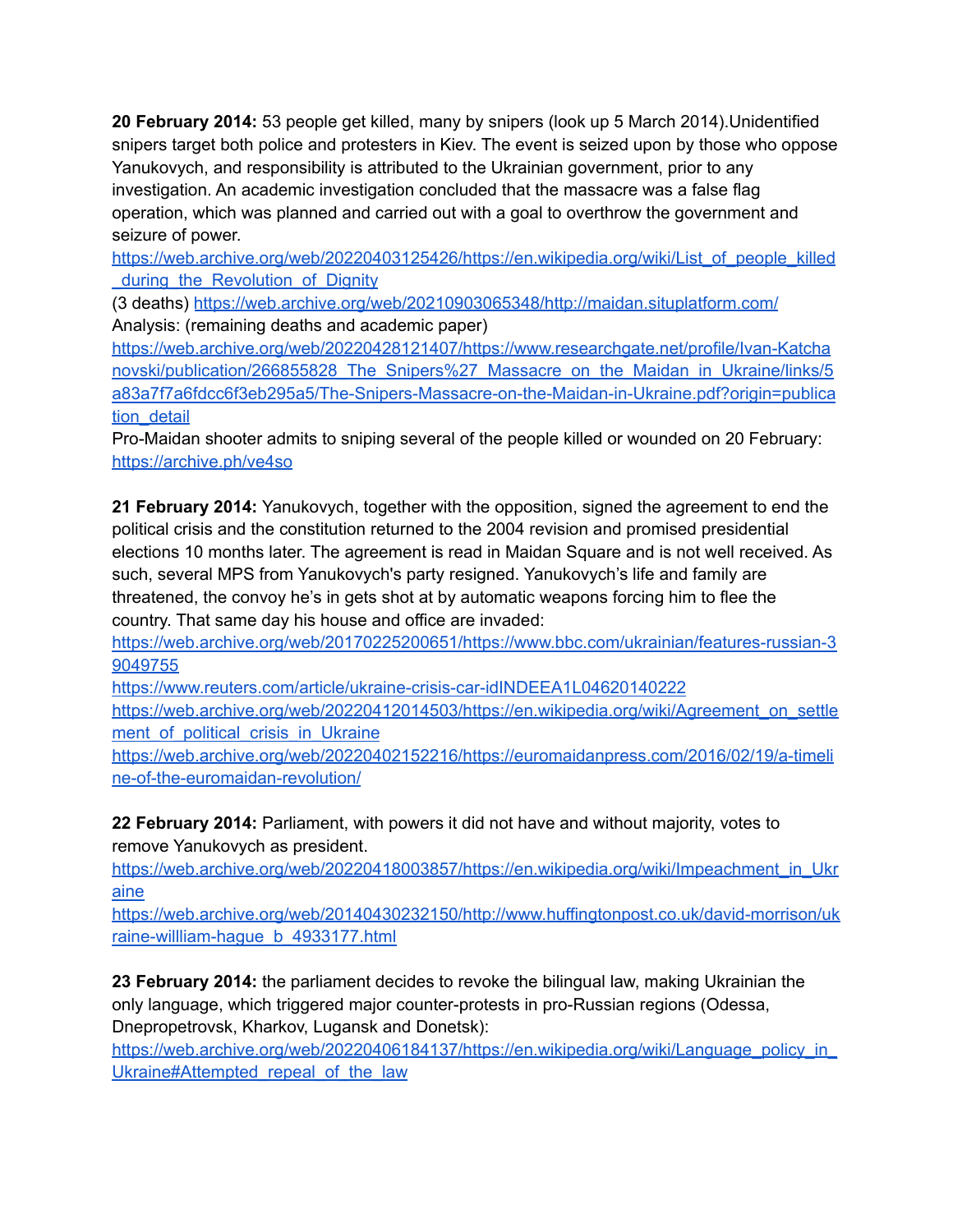**20 February 2014:** 53 people get killed, many by snipers (look up 5 March 2014).Unidentified snipers target both police and protesters in Kiev. The event is seized upon by those who oppose Yanukovych, and responsibility is attributed to the Ukrainian government, prior to any investigation. An academic investigation concluded that the massacre was a false flag operation, which was planned and carried out with a goal to overthrow the government and seizure of power.
https://web.archive.org/web/20220403125426/https://en.wikipedia.org/wiki/List_of_people_killed_during_the_Revolution_of_Dignity
(3 deaths) https://web.archive.org/web/20210903065348/http://maidan.situplatform.com/
Analysis: (remaining deaths and academic paper)
https://web.archive.org/web/20220428121407/https://www.researchgate.net/profile/Ivan-Katchanovski/publication/266855828_The_Snipers%27_Massacre_on_the_Maidan_in_Ukraine/links/5a83a7f7a6fdcc6f3eb295a5/The-Snipers-Massacre-on-the-Maidan-in-Ukraine.pdf?origin=publication_detail
Pro-Maidan shooter admits to sniping several of the people killed or wounded on 20 February: https://archive.ph/ve4so

**21 February 2014:** Yanukovych, together with the opposition, signed the agreement to end the political crisis and the constitution returned to the 2004 revision and promised presidential elections 10 months later. The agreement is read in Maidan Square and is not well received. As such, several MPS from Yanukovych's party resigned. Yanukovych's life and family are threatened, the convoy he's in gets shot at by automatic weapons forcing him to flee the country. That same day his house and office are invaded:
https://web.archive.org/web/20170225200651/https://www.bbc.com/ukrainian/features-russian-39049755
https://www.reuters.com/article/ukraine-crisis-car-idINDEEA1L04620140222
https://web.archive.org/web/20220412014503/https://en.wikipedia.org/wiki/Agreement_on_settlement_of_political_crisis_in_Ukraine
https://web.archive.org/web/20220402152216/https://euromaidanpress.com/2016/02/19/a-timeline-of-the-euromaidan-revolution/

**22 February 2014:** Parliament, with powers it did not have and without majority, votes to remove Yanukovych as president.
https://web.archive.org/web/20220418003857/https://en.wikipedia.org/wiki/Impeachment_in_Ukraine
https://web.archive.org/web/20140430232150/http://www.huffingtonpost.co.uk/david-morrison/ukraine-willliam-hague_b_4933177.html

**23 February 2014:** the parliament decides to revoke the bilingual law, making Ukrainian the only language, which triggered major counter-protests in pro-Russian regions (Odessa, Dnepropetrovsk, Kharkov, Lugansk and Donetsk):
https://web.archive.org/web/20220406184137/https://en.wikipedia.org/wiki/Language_policy_in_Ukraine#Attempted_repeal_of_the_law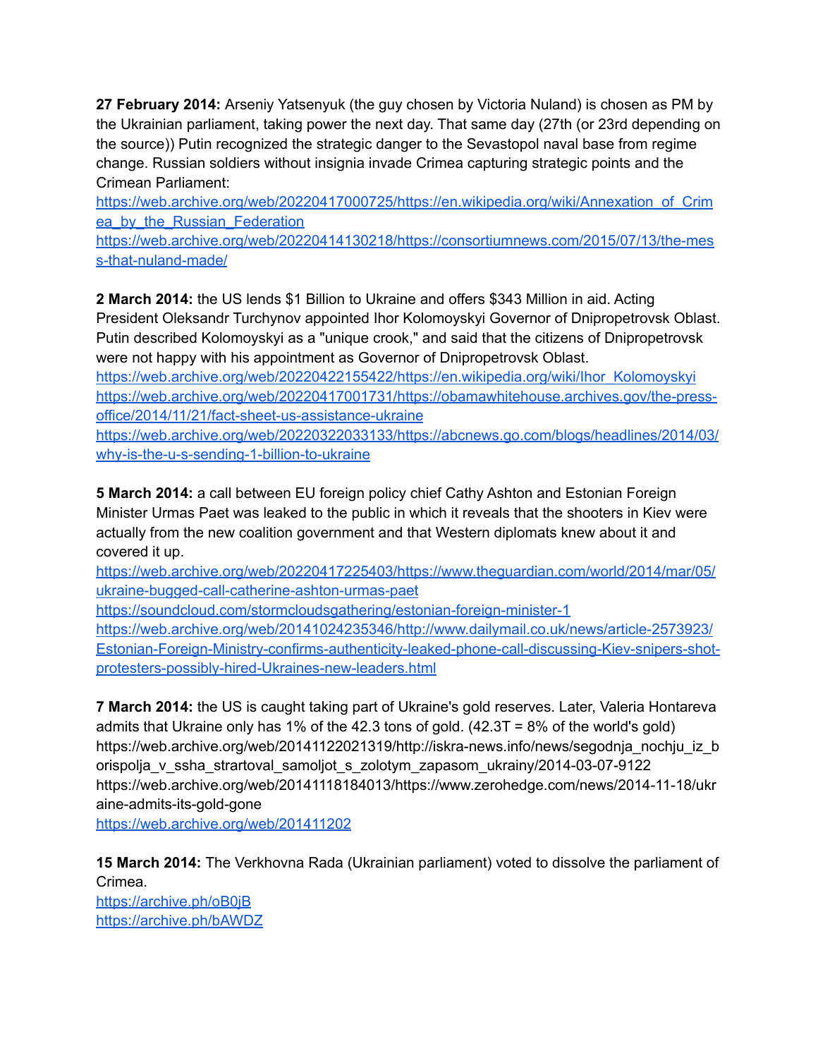**27 February 2014:** Arseniy Yatsenyuk (the guy chosen by Victoria Nuland) is chosen as PM by the Ukrainian parliament, taking power the next day. That same day (27th (or 23rd depending on the source)) Putin recognized the strategic danger to the Sevastopol naval base from regime change. Russian soldiers without insignia invade Crimea capturing strategic points and the Crimean Parliament:
https://web.archive.org/web/20220417000725/https://en.wikipedia.org/wiki/Annexation_of_Crimea_by_the_Russian_Federation
https://web.archive.org/web/20220414130218/https://consortiumnews.com/2015/07/13/the-mess-that-nuland-made/

**2 March 2014:** the US lends $1 Billion to Ukraine and offers $343 Million in aid. Acting President Oleksandr Turchynov appointed Ihor Kolomoyskyi Governor of Dnipropetrovsk Oblast. Putin described Kolomoyskyi as a "unique crook," and said that the citizens of Dnipropetrovsk were not happy with his appointment as Governor of Dnipropetrovsk Oblast.
https://web.archive.org/web/20220422155422/https://en.wikipedia.org/wiki/Ihor_Kolomoyskyi
https://web.archive.org/web/20220417001731/https://obamawhitehouse.archives.gov/the-press-office/2014/11/21/fact-sheet-us-assistance-ukraine
https://web.archive.org/web/20220322033133/https://abcnews.go.com/blogs/headlines/2014/03/why-is-the-u-s-sending-1-billion-to-ukraine

**5 March 2014:** a call between EU foreign policy chief Cathy Ashton and Estonian Foreign Minister Urmas Paet was leaked to the public in which it reveals that the shooters in Kiev were actually from the new coalition government and that Western diplomats knew about it and covered it up.
https://web.archive.org/web/20220417225403/https://www.theguardian.com/world/2014/mar/05/ukraine-bugged-call-catherine-ashton-urmas-paet
https://soundcloud.com/stormcloudsgathering/estonian-foreign-minister-1
https://web.archive.org/web/20141024235346/http://www.dailymail.co.uk/news/article-2573923/Estonian-Foreign-Ministry-confirms-authenticity-leaked-phone-call-discussing-Kiev-snipers-shot-protesters-possibly-hired-Ukraines-new-leaders.html

**7 March 2014:** the US is caught taking part of Ukraine's gold reserves. Later, Valeria Hontareva admits that Ukraine only has 1% of the 42.3 tons of gold. (42.3T = 8% of the world's gold)
https://web.archive.org/web/20141122021319/http://iskra-news.info/news/segodnja_nochju_iz_borispolja_v_ssha_strartoval_samoljot_s_zolotym_zapasom_ukrainy/2014-03-07-9122
https://web.archive.org/web/20141118184013/https://www.zerohedge.com/news/2014-11-18/ukraine-admits-its-gold-gone
https://web.archive.org/web/201411202

**15 March 2014:** The Verkhovna Rada (Ukrainian parliament) voted to dissolve the parliament of Crimea.
https://archive.ph/oB0jB
https://archive.ph/bAWDZ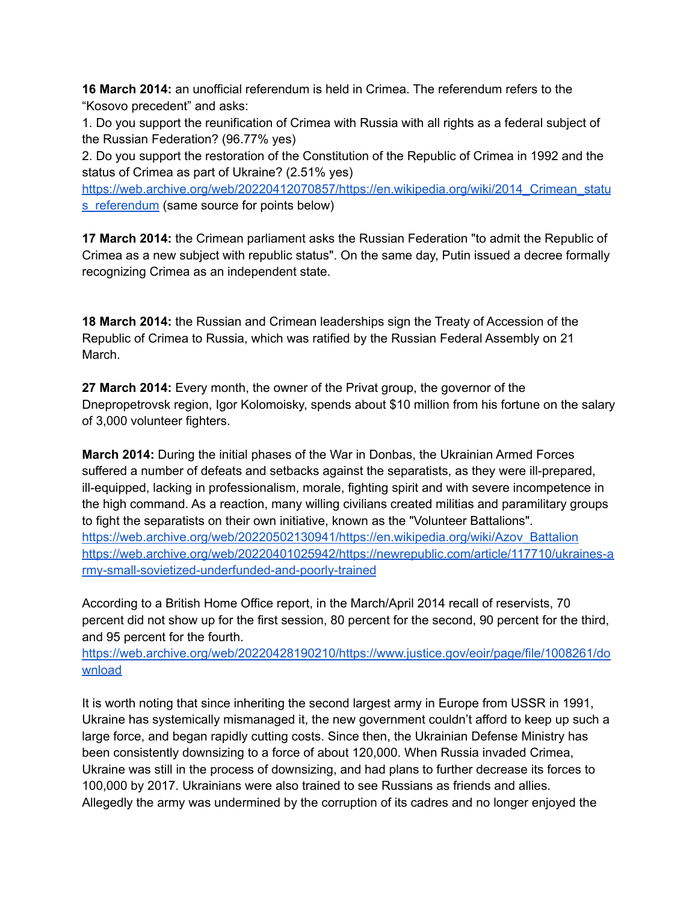**16 March 2014:** an unofficial referendum is held in Crimea. The referendum refers to the "Kosovo precedent" and asks:

1. Do you support the reunification of Crimea with Russia with all rights as a federal subject of the Russian Federation? (96.77% yes)
2. Do you support the restoration of the Constitution of the Republic of Crimea in 1992 and the status of Crimea as part of Ukraine? (2.51% yes)

https://web.archive.org/web/20220412070857/https://en.wikipedia.org/wiki/2014_Crimean_status_referendum (same source for points below)

**17 March 2014:** the Crimean parliament asks the Russian Federation "to admit the Republic of Crimea as a new subject with republic status". On the same day, Putin issued a decree formally recognizing Crimea as an independent state.

**18 March 2014:** the Russian and Crimean leaderships sign the Treaty of Accession of the Republic of Crimea to Russia, which was ratified by the Russian Federal Assembly on 21 March.

**27 March 2014:** Every month, the owner of the Privat group, the governor of the Dnepropetrovsk region, Igor Kolomoisky, spends about $10 million from his fortune on the salary of 3,000 volunteer fighters.

**March 2014:** During the initial phases of the War in Donbas, the Ukrainian Armed Forces suffered a number of defeats and setbacks against the separatists, as they were ill-prepared, ill-equipped, lacking in professionalism, morale, fighting spirit and with severe incompetence in the high command. As a reaction, many willing civilians created militias and paramilitary groups to fight the separatists on their own initiative, known as the "Volunteer Battalions".
https://web.archive.org/web/20220502130941/https://en.wikipedia.org/wiki/Azov_Battalion
https://web.archive.org/web/20220401025942/https://newrepublic.com/article/117710/ukraines-army-small-sovietized-underfunded-and-poorly-trained

According to a British Home Office report, in the March/April 2014 recall of reservists, 70 percent did not show up for the first session, 80 percent for the second, 90 percent for the third, and 95 percent for the fourth.
https://web.archive.org/web/20220428190210/https://www.justice.gov/eoir/page/file/1008261/download

It is worth noting that since inheriting the second largest army in Europe from USSR in 1991, Ukraine has systemically mismanaged it, the new government couldn't afford to keep up such a large force, and began rapidly cutting costs. Since then, the Ukrainian Defense Ministry has been consistently downsizing to a force of about 120,000. When Russia invaded Crimea, Ukraine was still in the process of downsizing, and had plans to further decrease its forces to 100,000 by 2017. Ukrainians were also trained to see Russians as friends and allies. Allegedly the army was undermined by the corruption of its cadres and no longer enjoyed the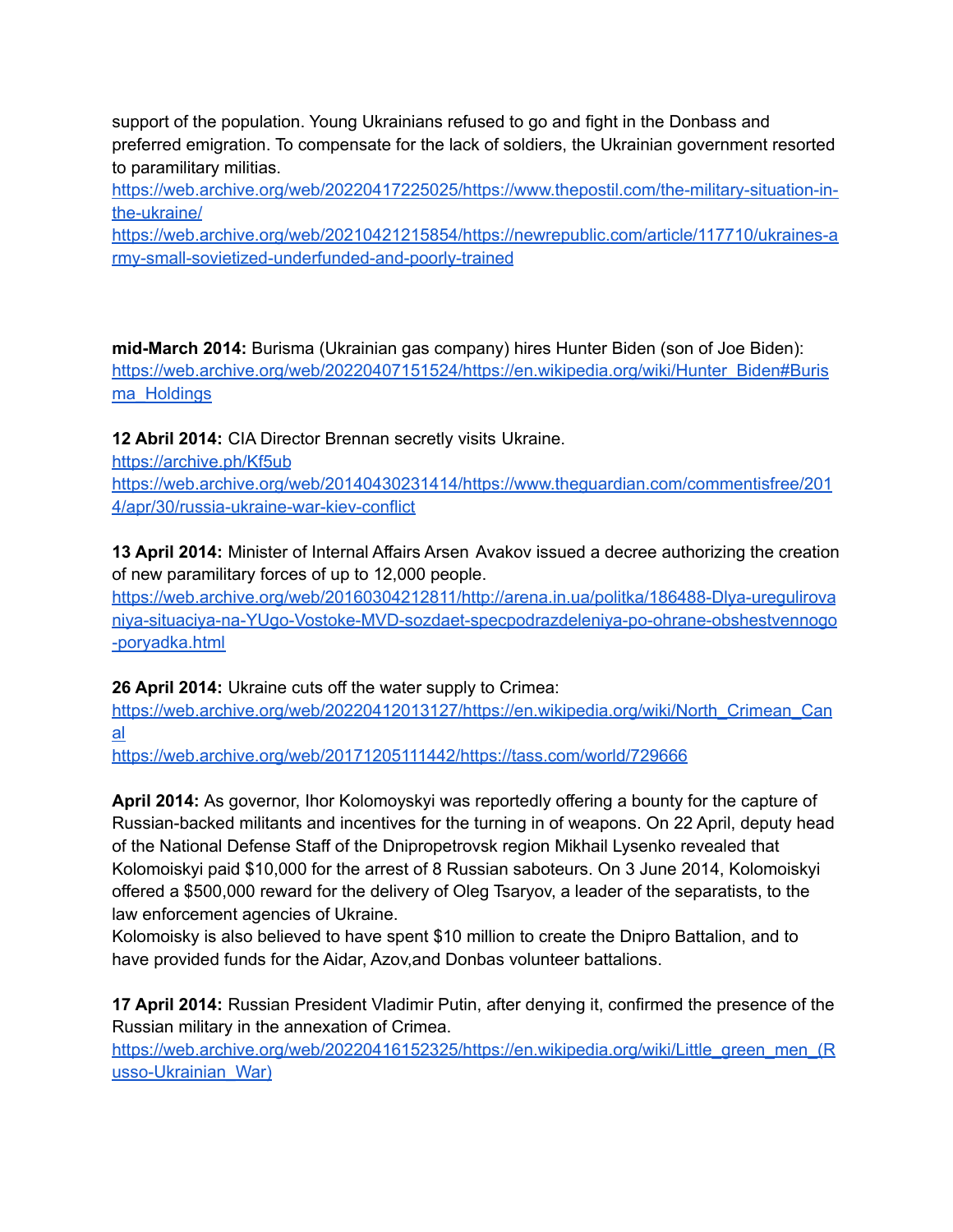support of the population. Young Ukrainians refused to go and fight in the Donbass and preferred emigration. To compensate for the lack of soldiers, the Ukrainian government resorted to paramilitary militias.
https://web.archive.org/web/20220417225025/https://www.thepostil.com/the-military-situation-in-the-ukraine/
https://web.archive.org/web/20210421215854/https://newrepublic.com/article/117710/ukraines-army-small-sovietized-underfunded-and-poorly-trained

**mid-March 2014:** Burisma (Ukrainian gas company) hires Hunter Biden (son of Joe Biden):
https://web.archive.org/web/20220407151524/https://en.wikipedia.org/wiki/Hunter_Biden#Burisma_Holdings

**12 Abril 2014:** CIA Director Brennan secretly visits Ukraine.
https://archive.ph/Kf5ub
https://web.archive.org/web/20140430231414/https://www.theguardian.com/commentisfree/2014/apr/30/russia-ukraine-war-kiev-conflict

**13 April 2014:** Minister of Internal Affairs Arsen Avakov issued a decree authorizing the creation of new paramilitary forces of up to 12,000 people.
https://web.archive.org/web/20160304212811/http://arena.in.ua/politka/186488-Dlya-uregulirovaniya-situaciya-na-YUgo-Vostoke-MVD-sozdaet-specpodrazdeleniya-po-ohrane-obshestvennogo-poryadka.html

**26 April 2014:** Ukraine cuts off the water supply to Crimea:
https://web.archive.org/web/20220412013127/https://en.wikipedia.org/wiki/North_Crimean_Canal
https://web.archive.org/web/20171205111442/https://tass.com/world/729666

**April 2014:** As governor, Ihor Kolomoyskyi was reportedly offering a bounty for the capture of Russian-backed militants and incentives for the turning in of weapons. On 22 April, deputy head of the National Defense Staff of the Dnipropetrovsk region Mikhail Lysenko revealed that Kolomoiskyi paid $10,000 for the arrest of 8 Russian saboteurs. On 3 June 2014, Kolomoiskyi offered a $500,000 reward for the delivery of Oleg Tsaryov, a leader of the separatists, to the law enforcement agencies of Ukraine.
Kolomoisky is also believed to have spent $10 million to create the Dnipro Battalion, and to have provided funds for the Aidar, Azov,and Donbas volunteer battalions.

**17 April 2014:** Russian President Vladimir Putin, after denying it, confirmed the presence of the Russian military in the annexation of Crimea.
https://web.archive.org/web/20220416152325/https://en.wikipedia.org/wiki/Little_green_men_(Russo-Ukrainian_War)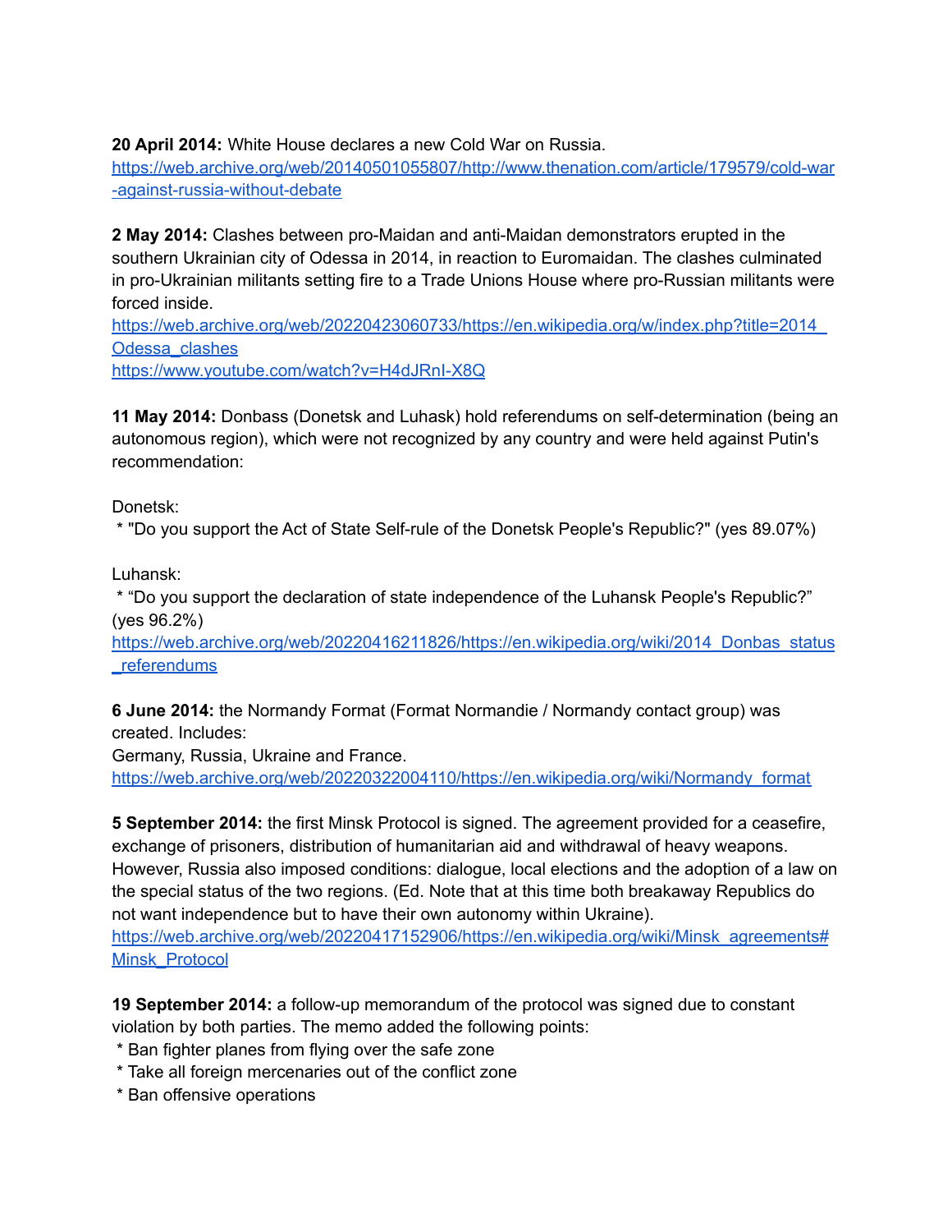**20 April 2014:** White House declares a new Cold War on Russia.
https://web.archive.org/web/20140501055807/http://www.thenation.com/article/179579/cold-war-against-russia-without-debate

**2 May 2014:** Clashes between pro-Maidan and anti-Maidan demonstrators erupted in the southern Ukrainian city of Odessa in 2014, in reaction to Euromaidan. The clashes culminated in pro-Ukrainian militants setting fire to a Trade Unions House where pro-Russian militants were forced inside.
https://web.archive.org/web/20220423060733/https://en.wikipedia.org/w/index.php?title=2014_Odessa_clashes
https://www.youtube.com/watch?v=H4dJRnI-X8Q

**11 May 2014:** Donbass (Donetsk and Luhask) hold referendums on self-determination (being an autonomous region), which were not recognized by any country and were held against Putin's recommendation:

Donetsk:
 * "Do you support the Act of State Self-rule of the Donetsk People's Republic?" (yes 89.07%)

Luhansk:
 * "Do you support the declaration of state independence of the Luhansk People's Republic?" (yes 96.2%)
https://web.archive.org/web/20220416211826/https://en.wikipedia.org/wiki/2014_Donbas_status_referendums

**6 June 2014:** the Normandy Format (Format Normandie / Normandy contact group) was created. Includes:
Germany, Russia, Ukraine and France.
https://web.archive.org/web/20220322004110/https://en.wikipedia.org/wiki/Normandy_format

**5 September 2014:** the first Minsk Protocol is signed. The agreement provided for a ceasefire, exchange of prisoners, distribution of humanitarian aid and withdrawal of heavy weapons. However, Russia also imposed conditions: dialogue, local elections and the adoption of a law on the special status of the two regions. (Ed. Note that at this time both breakaway Republics do not want independence but to have their own autonomy within Ukraine).
https://web.archive.org/web/20220417152906/https://en.wikipedia.org/wiki/Minsk_agreements#Minsk_Protocol

**19 September 2014:** a follow-up memorandum of the protocol was signed due to constant violation by both parties. The memo added the following points:
 * Ban fighter planes from flying over the safe zone
 * Take all foreign mercenaries out of the conflict zone
 * Ban offensive operations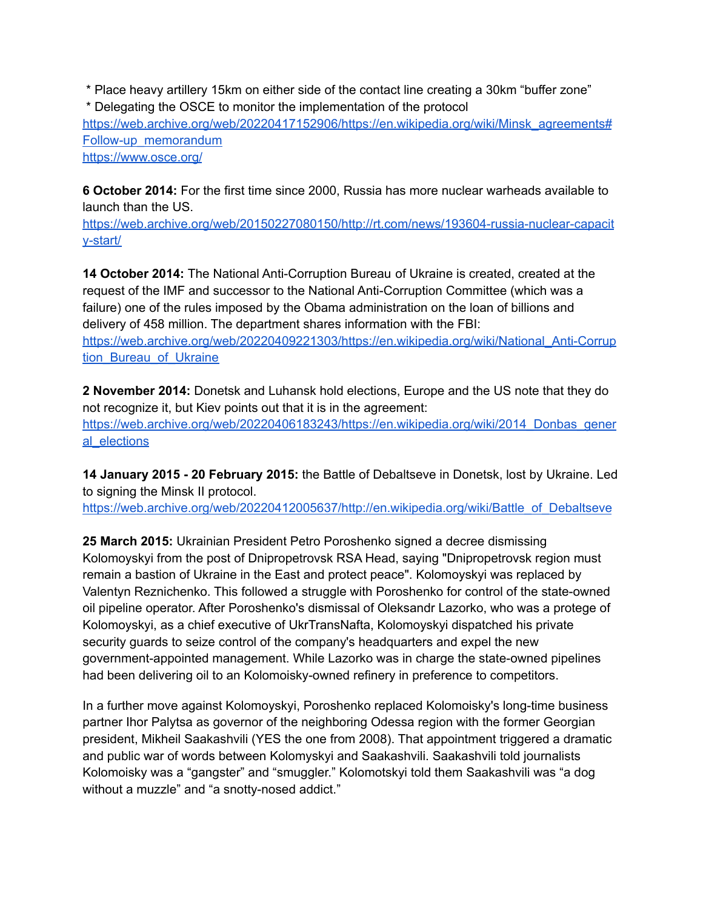* Place heavy artillery 15km on either side of the contact line creating a 30km "buffer zone"
 * Delegating the OSCE to monitor the implementation of the protocol
https://web.archive.org/web/20220417152906/https://en.wikipedia.org/wiki/Minsk_agreements#Follow-up_memorandum
https://www.osce.org/

**6 October 2014:** For the first time since 2000, Russia has more nuclear warheads available to launch than the US.
https://web.archive.org/web/20150227080150/http://rt.com/news/193604-russia-nuclear-capacity-start/

**14 October 2014:** The National Anti-Corruption Bureau of Ukraine is created, created at the request of the IMF and successor to the National Anti-Corruption Committee (which was a failure) one of the rules imposed by the Obama administration on the loan of billions and delivery of 458 million. The department shares information with the FBI:
https://web.archive.org/web/20220409221303/https://en.wikipedia.org/wiki/National_Anti-Corruption_Bureau_of_Ukraine

**2 November 2014:** Donetsk and Luhansk hold elections, Europe and the US note that they do not recognize it, but Kiev points out that it is in the agreement:
https://web.archive.org/web/20220406183243/https://en.wikipedia.org/wiki/2014_Donbas_general_elections

**14 January 2015 - 20 February 2015:** the Battle of Debaltseve in Donetsk, lost by Ukraine. Led to signing the Minsk II protocol.
https://web.archive.org/web/20220412005637/http://en.wikipedia.org/wiki/Battle_of_Debaltseve

**25 March 2015:** Ukrainian President Petro Poroshenko signed a decree dismissing Kolomoyskyi from the post of Dnipropetrovsk RSA Head, saying "Dnipropetrovsk region must remain a bastion of Ukraine in the East and protect peace". Kolomoyskyi was replaced by Valentyn Reznichenko. This followed a struggle with Poroshenko for control of the state-owned oil pipeline operator. After Poroshenko's dismissal of Oleksandr Lazorko, who was a protege of Kolomoyskyi, as a chief executive of UkrTransNafta, Kolomoyskyi dispatched his private security guards to seize control of the company's headquarters and expel the new government-appointed management. While Lazorko was in charge the state-owned pipelines had been delivering oil to an Kolomoisky-owned refinery in preference to competitors.

In a further move against Kolomoyskyi, Poroshenko replaced Kolomoisky's long-time business partner Ihor Palytsa as governor of the neighboring Odessa region with the former Georgian president, Mikheil Saakashvili (YES the one from 2008). That appointment triggered a dramatic and public war of words between Kolomyskyi and Saakashvili. Saakashvili told journalists Kolomoisky was a "gangster" and "smuggler." Kolomotskyi told them Saakashvili was "a dog without a muzzle" and "a snotty-nosed addict."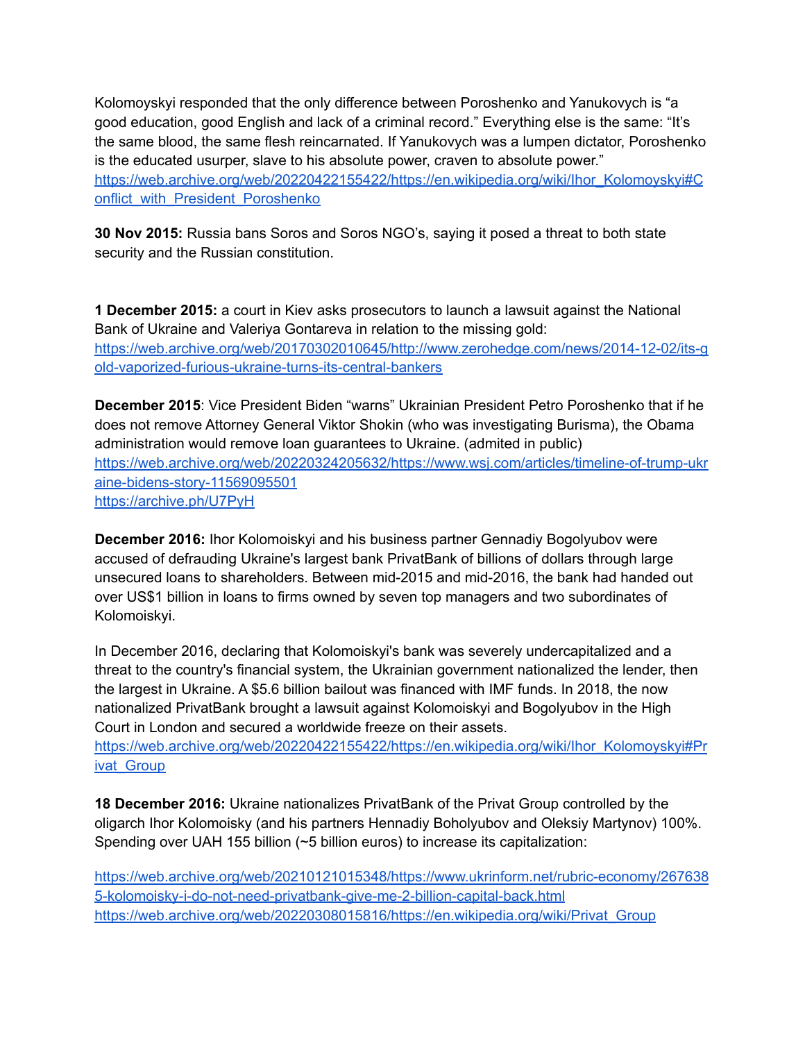Kolomoyskyi responded that the only difference between Poroshenko and Yanukovych is "a good education, good English and lack of a criminal record." Everything else is the same: "It's the same blood, the same flesh reincarnated. If Yanukovych was a lumpen dictator, Poroshenko is the educated usurper, slave to his absolute power, craven to absolute power."
https://web.archive.org/web/20220422155422/https://en.wikipedia.org/wiki/Ihor_Kolomoyskyi#Conflict_with_President_Poroshenko

**30 Nov 2015:** Russia bans Soros and Soros NGO's, saying it posed a threat to both state security and the Russian constitution.

**1 December 2015:** a court in Kiev asks prosecutors to launch a lawsuit against the National Bank of Ukraine and Valeriya Gontareva in relation to the missing gold:
https://web.archive.org/web/20170302010645/http://www.zerohedge.com/news/2014-12-02/its-gold-vaporized-furious-ukraine-turns-its-central-bankers

**December 2015**: Vice President Biden "warns" Ukrainian President Petro Poroshenko that if he does not remove Attorney General Viktor Shokin (who was investigating Burisma), the Obama administration would remove loan guarantees to Ukraine. (admited in public)
https://web.archive.org/web/20220324205632/https://www.wsj.com/articles/timeline-of-trump-ukraine-bidens-story-11569095501
https://archive.ph/U7PyH

**December 2016:** Ihor Kolomoiskyi and his business partner Gennadiy Bogolyubov were accused of defrauding Ukraine's largest bank PrivatBank of billions of dollars through large unsecured loans to shareholders. Between mid-2015 and mid-2016, the bank had handed out over US$1 billion in loans to firms owned by seven top managers and two subordinates of Kolomoiskyi.

In December 2016, declaring that Kolomoiskyi's bank was severely undercapitalized and a threat to the country's financial system, the Ukrainian government nationalized the lender, then the largest in Ukraine. A $5.6 billion bailout was financed with IMF funds. In 2018, the now nationalized PrivatBank brought a lawsuit against Kolomoiskyi and Bogolyubov in the High Court in London and secured a worldwide freeze on their assets.
https://web.archive.org/web/20220422155422/https://en.wikipedia.org/wiki/Ihor_Kolomoyskyi#Privat_Group

**18 December 2016:** Ukraine nationalizes PrivatBank of the Privat Group controlled by the oligarch Ihor Kolomoisky (and his partners Hennadiy Boholyubov and Oleksiy Martynov) 100%. Spending over UAH 155 billion (~5 billion euros) to increase its capitalization:

https://web.archive.org/web/20210121015348/https://www.ukrinform.net/rubric-economy/2676385-kolomoisky-i-do-not-need-privatbank-give-me-2-billion-capital-back.html
https://web.archive.org/web/20220308015816/https://en.wikipedia.org/wiki/Privat_Group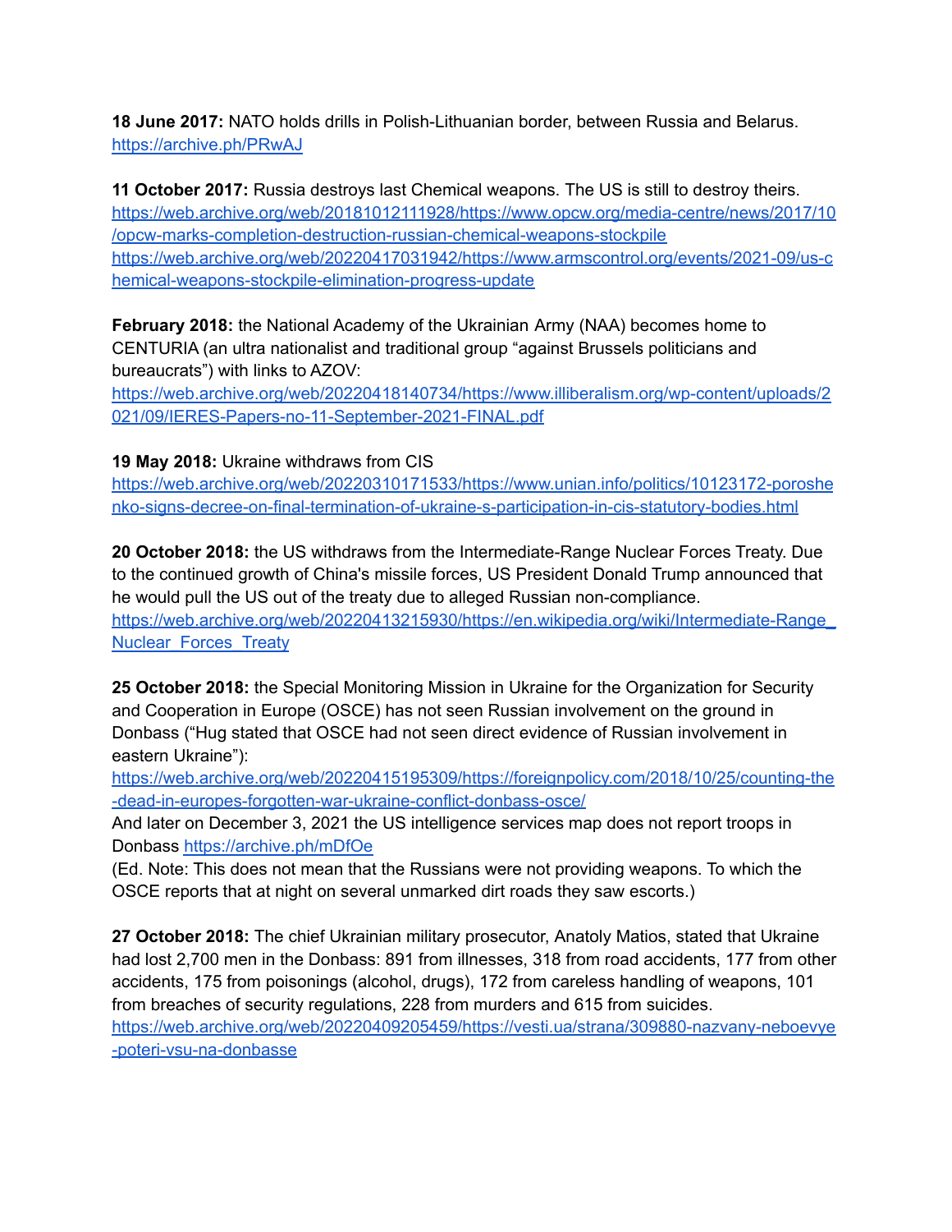**18 June 2017:** NATO holds drills in Polish-Lithuanian border, between Russia and Belarus.
https://archive.ph/PRwAJ

**11 October 2017:** Russia destroys last Chemical weapons. The US is still to destroy theirs.
https://web.archive.org/web/20181012111928/https://www.opcw.org/media-centre/news/2017/10/opcw-marks-completion-destruction-russian-chemical-weapons-stockpile
https://web.archive.org/web/20220417031942/https://www.armscontrol.org/events/2021-09/us-chemical-weapons-stockpile-elimination-progress-update

**February 2018:** the National Academy of the Ukrainian Army (NAA) becomes home to CENTURIA (an ultra nationalist and traditional group "against Brussels politicians and bureaucrats") with links to AZOV:
https://web.archive.org/web/20220418140734/https://www.illiberalism.org/wp-content/uploads/2021/09/IERES-Papers-no-11-September-2021-FINAL.pdf

**19 May 2018:** Ukraine withdraws from CIS
https://web.archive.org/web/20220310171533/https://www.unian.info/politics/10123172-poroshenko-signs-decree-on-final-termination-of-ukraine-s-participation-in-cis-statutory-bodies.html

**20 October 2018:** the US withdraws from the Intermediate-Range Nuclear Forces Treaty. Due to the continued growth of China's missile forces, US President Donald Trump announced that he would pull the US out of the treaty due to alleged Russian non-compliance.
https://web.archive.org/web/20220413215930/https://en.wikipedia.org/wiki/Intermediate-Range_Nuclear_Forces_Treaty

**25 October 2018:** the Special Monitoring Mission in Ukraine for the Organization for Security and Cooperation in Europe (OSCE) has not seen Russian involvement on the ground in Donbass ("Hug stated that OSCE had not seen direct evidence of Russian involvement in eastern Ukraine"):
https://web.archive.org/web/20220415195309/https://foreignpolicy.com/2018/10/25/counting-the-dead-in-europes-forgotten-war-ukraine-conflict-donbass-osce/
And later on December 3, 2021 the US intelligence services map does not report troops in Donbass https://archive.ph/mDfOe
(Ed. Note: This does not mean that the Russians were not providing weapons. To which the OSCE reports that at night on several unmarked dirt roads they saw escorts.)

**27 October 2018:** The chief Ukrainian military prosecutor, Anatoly Matios, stated that Ukraine had lost 2,700 men in the Donbass: 891 from illnesses, 318 from road accidents, 177 from other accidents, 175 from poisonings (alcohol, drugs), 172 from careless handling of weapons, 101 from breaches of security regulations, 228 from murders and 615 from suicides.
https://web.archive.org/web/20220409205459/https://vesti.ua/strana/309880-nazvany-neboevye-poteri-vsu-na-donbasse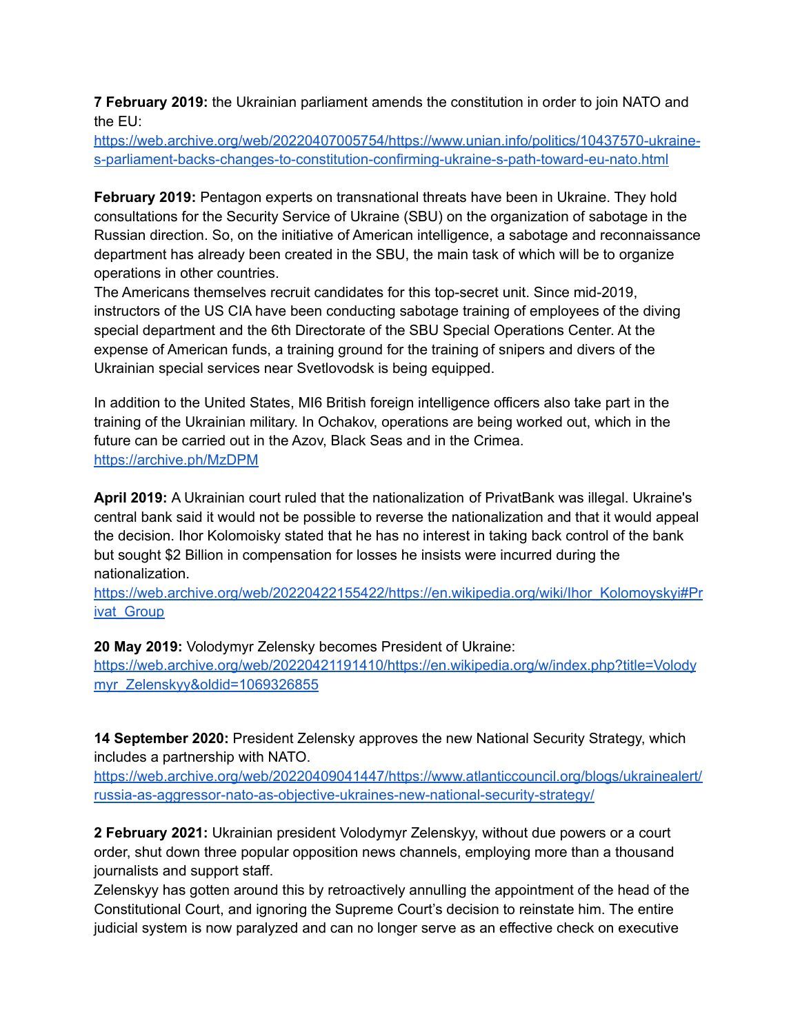**7 February 2019:** the Ukrainian parliament amends the constitution in order to join NATO and the EU:
https://web.archive.org/web/20220407005754/https://www.unian.info/politics/10437570-ukraine-s-parliament-backs-changes-to-constitution-confirming-ukraine-s-path-toward-eu-nato.html

**February 2019:** Pentagon experts on transnational threats have been in Ukraine. They hold consultations for the Security Service of Ukraine (SBU) on the organization of sabotage in the Russian direction. So, on the initiative of American intelligence, a sabotage and reconnaissance department has already been created in the SBU, the main task of which will be to organize operations in other countries.
The Americans themselves recruit candidates for this top-secret unit. Since mid-2019, instructors of the US CIA have been conducting sabotage training of employees of the diving special department and the 6th Directorate of the SBU Special Operations Center. At the expense of American funds, a training ground for the training of snipers and divers of the Ukrainian special services near Svetlovodsk is being equipped.

In addition to the United States, MI6 British foreign intelligence officers also take part in the training of the Ukrainian military. In Ochakov, operations are being worked out, which in the future can be carried out in the Azov, Black Seas and in the Crimea.
https://archive.ph/MzDPM

**April 2019:** A Ukrainian court ruled that the nationalization of PrivatBank was illegal. Ukraine's central bank said it would not be possible to reverse the nationalization and that it would appeal the decision. Ihor Kolomoisky stated that he has no interest in taking back control of the bank but sought $2 Billion in compensation for losses he insists were incurred during the nationalization.
https://web.archive.org/web/20220422155422/https://en.wikipedia.org/wiki/Ihor_Kolomoyskyi#Privat_Group

**20 May 2019:** Volodymyr Zelensky becomes President of Ukraine:
https://web.archive.org/web/20220421191410/https://en.wikipedia.org/w/index.php?title=Volodymyr_Zelenskyy&oldid=1069326855

**14 September 2020:** President Zelensky approves the new National Security Strategy, which includes a partnership with NATO.
https://web.archive.org/web/20220409041447/https://www.atlanticcouncil.org/blogs/ukrainealert/russia-as-aggressor-nato-as-objective-ukraines-new-national-security-strategy/

**2 February 2021:** Ukrainian president Volodymyr Zelenskyy, without due powers or a court order, shut down three popular opposition news channels, employing more than a thousand journalists and support staff.
Zelenskyy has gotten around this by retroactively annulling the appointment of the head of the Constitutional Court, and ignoring the Supreme Court's decision to reinstate him. The entire judicial system is now paralyzed and can no longer serve as an effective check on executive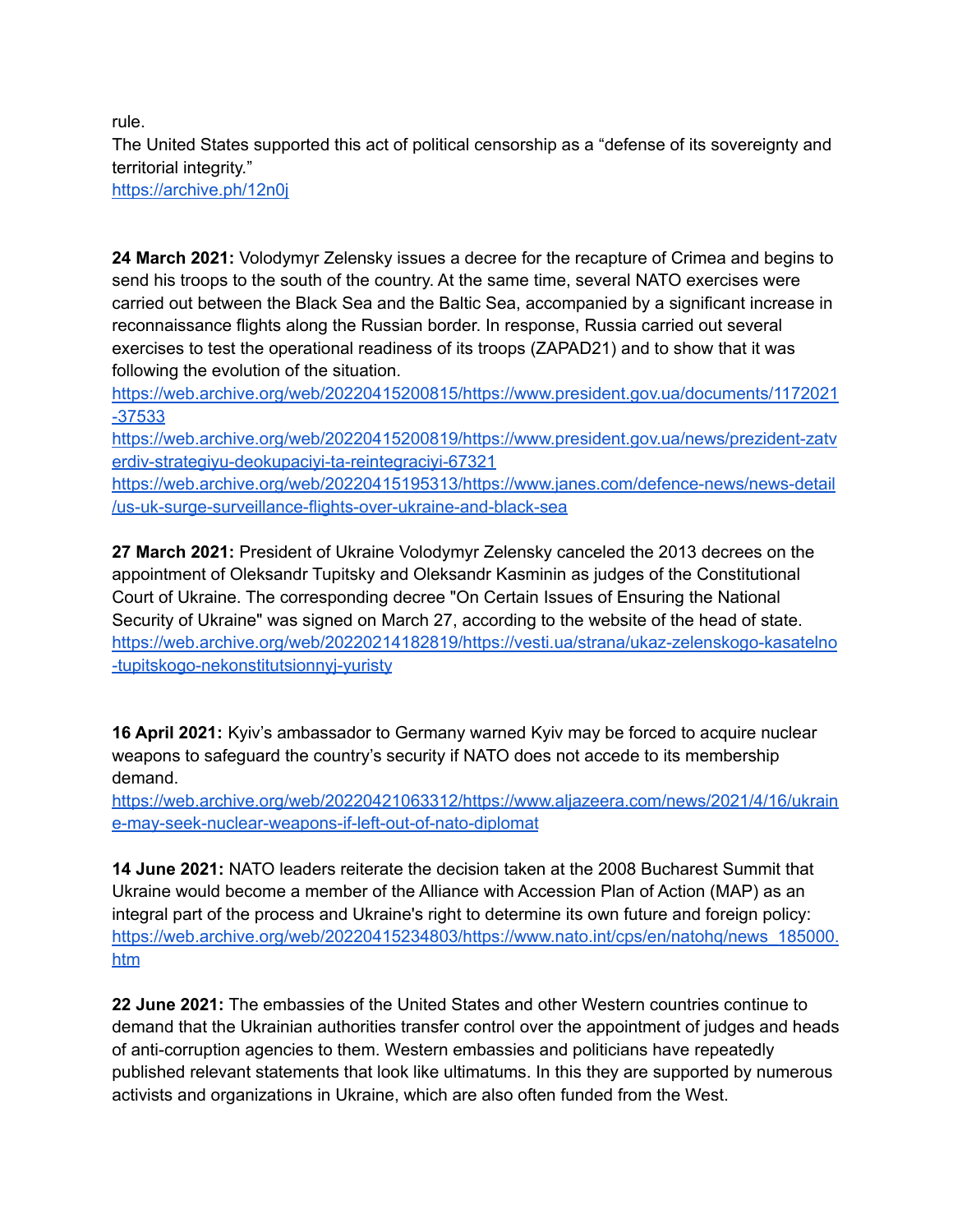rule.
The United States supported this act of political censorship as a “defense of its sovereignty and territorial integrity.”
https://archive.ph/12n0j

**24 March 2021:** Volodymyr Zelensky issues a decree for the recapture of Crimea and begins to send his troops to the south of the country. At the same time, several NATO exercises were carried out between the Black Sea and the Baltic Sea, accompanied by a significant increase in reconnaissance flights along the Russian border. In response, Russia carried out several exercises to test the operational readiness of its troops (ZAPAD21) and to show that it was following the evolution of the situation.
https://web.archive.org/web/20220415200815/https://www.president.gov.ua/documents/1172021-37533
https://web.archive.org/web/20220415200819/https://www.president.gov.ua/news/prezident-zatverdiv-strategiyu-deokupaciyi-ta-reintegraciyi-67321
https://web.archive.org/web/20220415195313/https://www.janes.com/defence-news/news-detail/us-uk-surge-surveillance-flights-over-ukraine-and-black-sea

**27 March 2021:** President of Ukraine Volodymyr Zelensky canceled the 2013 decrees on the appointment of Oleksandr Tupitsky and Oleksandr Kasminin as judges of the Constitutional Court of Ukraine. The corresponding decree "On Certain Issues of Ensuring the National Security of Ukraine" was signed on March 27, according to the website of the head of state.
https://web.archive.org/web/20220214182819/https://vesti.ua/strana/ukaz-zelenskogo-kasatelno-tupitskogo-nekonstitutsionnyj-yuristy

**16 April 2021:** Kyiv’s ambassador to Germany warned Kyiv may be forced to acquire nuclear weapons to safeguard the country’s security if NATO does not accede to its membership demand.
https://web.archive.org/web/20220421063312/https://www.aljazeera.com/news/2021/4/16/ukraine-may-seek-nuclear-weapons-if-left-out-of-nato-diplomat

**14 June 2021:** NATO leaders reiterate the decision taken at the 2008 Bucharest Summit that Ukraine would become a member of the Alliance with Accession Plan of Action (MAP) as an integral part of the process and Ukraine's right to determine its own future and foreign policy:
https://web.archive.org/web/20220415234803/https://www.nato.int/cps/en/natohq/news_185000.htm

**22 June 2021:** The embassies of the United States and other Western countries continue to demand that the Ukrainian authorities transfer control over the appointment of judges and heads of anti-corruption agencies to them. Western embassies and politicians have repeatedly published relevant statements that look like ultimatums. In this they are supported by numerous activists and organizations in Ukraine, which are also often funded from the West.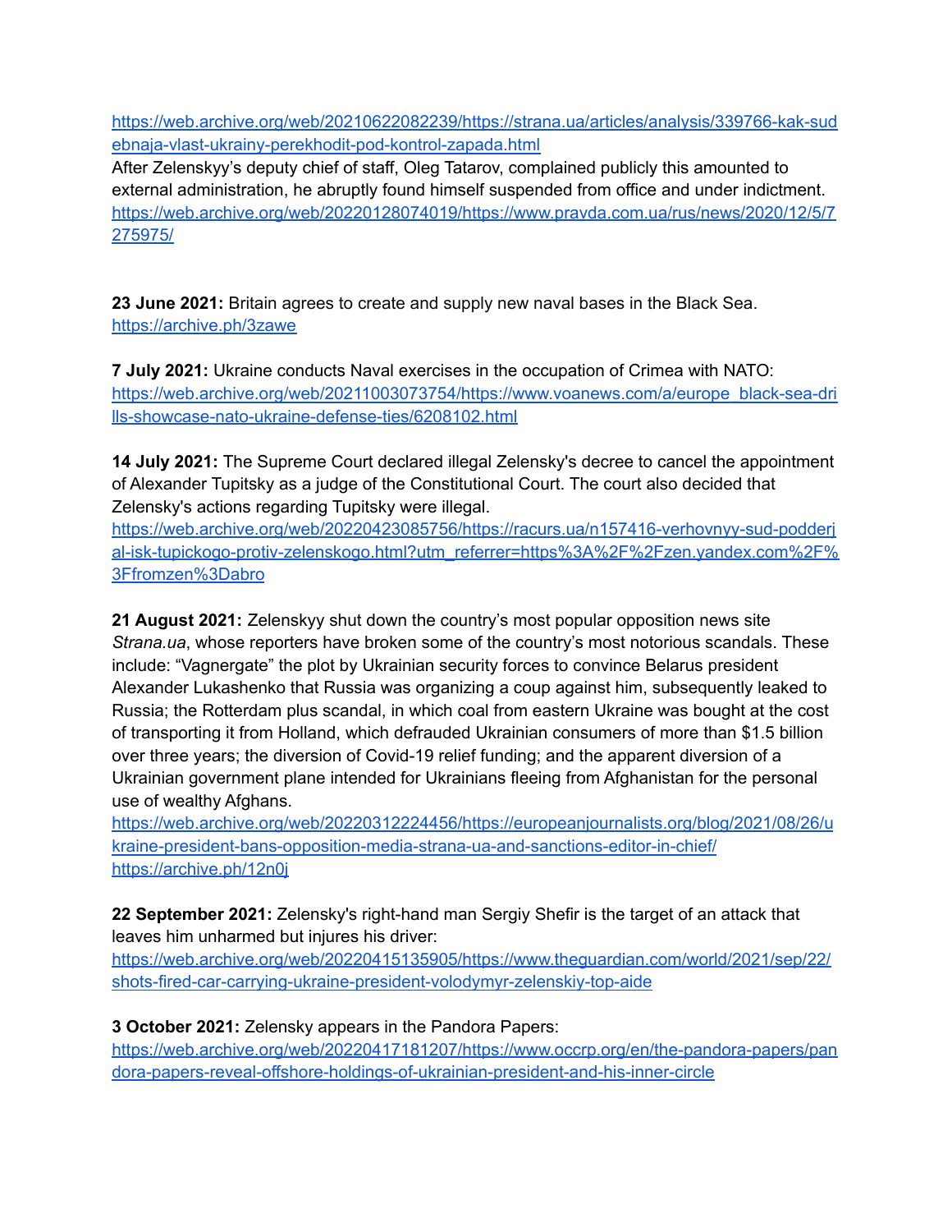https://web.archive.org/web/20210622082239/https://strana.ua/articles/analysis/339766-kak-sudebnaja-vlast-ukrainy-perekhodit-pod-kontrol-zapada.html

After Zelenskyy's deputy chief of staff, Oleg Tatarov, complained publicly this amounted to external administration, he abruptly found himself suspended from office and under indictment.
https://web.archive.org/web/20220128074019/https://www.pravda.com.ua/rus/news/2020/12/5/7275975/

**23 June 2021:** Britain agrees to create and supply new naval bases in the Black Sea.
https://archive.ph/3zawe

**7 July 2021:** Ukraine conducts Naval exercises in the occupation of Crimea with NATO:
https://web.archive.org/web/20211003073754/https://www.voanews.com/a/europe_black-sea-drills-showcase-nato-ukraine-defense-ties/6208102.html

**14 July 2021:** The Supreme Court declared illegal Zelensky's decree to cancel the appointment of Alexander Tupitsky as a judge of the Constitutional Court. The court also decided that Zelensky's actions regarding Tupitsky were illegal.
https://web.archive.org/web/20220423085756/https://racurs.ua/n157416-verhovnyy-sud-poddergal-isk-tupickogo-protiv-zelenskogo.html?utm_referrer=https%3A%2F%2Fzen.yandex.com%2F%3Ffromzen%3Dabro

**21 August 2021:** Zelenskyy shut down the country's most popular opposition news site *Strana.ua*, whose reporters have broken some of the country's most notorious scandals. These include: "Vagnergate" the plot by Ukrainian security forces to convince Belarus president Alexander Lukashenko that Russia was organizing a coup against him, subsequently leaked to Russia; the Rotterdam plus scandal, in which coal from eastern Ukraine was bought at the cost of transporting it from Holland, which defrauded Ukrainian consumers of more than $1.5 billion over three years; the diversion of Covid-19 relief funding; and the apparent diversion of a Ukrainian government plane intended for Ukrainians fleeing from Afghanistan for the personal use of wealthy Afghans.
https://web.archive.org/web/20220312224456/https://europeanjournalists.org/blog/2021/08/26/ukraine-president-bans-opposition-media-strana-ua-and-sanctions-editor-in-chief/
https://archive.ph/12n0j

**22 September 2021:** Zelensky's right-hand man Sergiy Shefir is the target of an attack that leaves him unharmed but injures his driver:
https://web.archive.org/web/20220415135905/https://www.theguardian.com/world/2021/sep/22/shots-fired-car-carrying-ukraine-president-volodymyr-zelenskiy-top-aide

**3 October 2021:** Zelensky appears in the Pandora Papers:
https://web.archive.org/web/20220417181207/https://www.occrp.org/en/the-pandora-papers/pandora-papers-reveal-offshore-holdings-of-ukrainian-president-and-his-inner-circle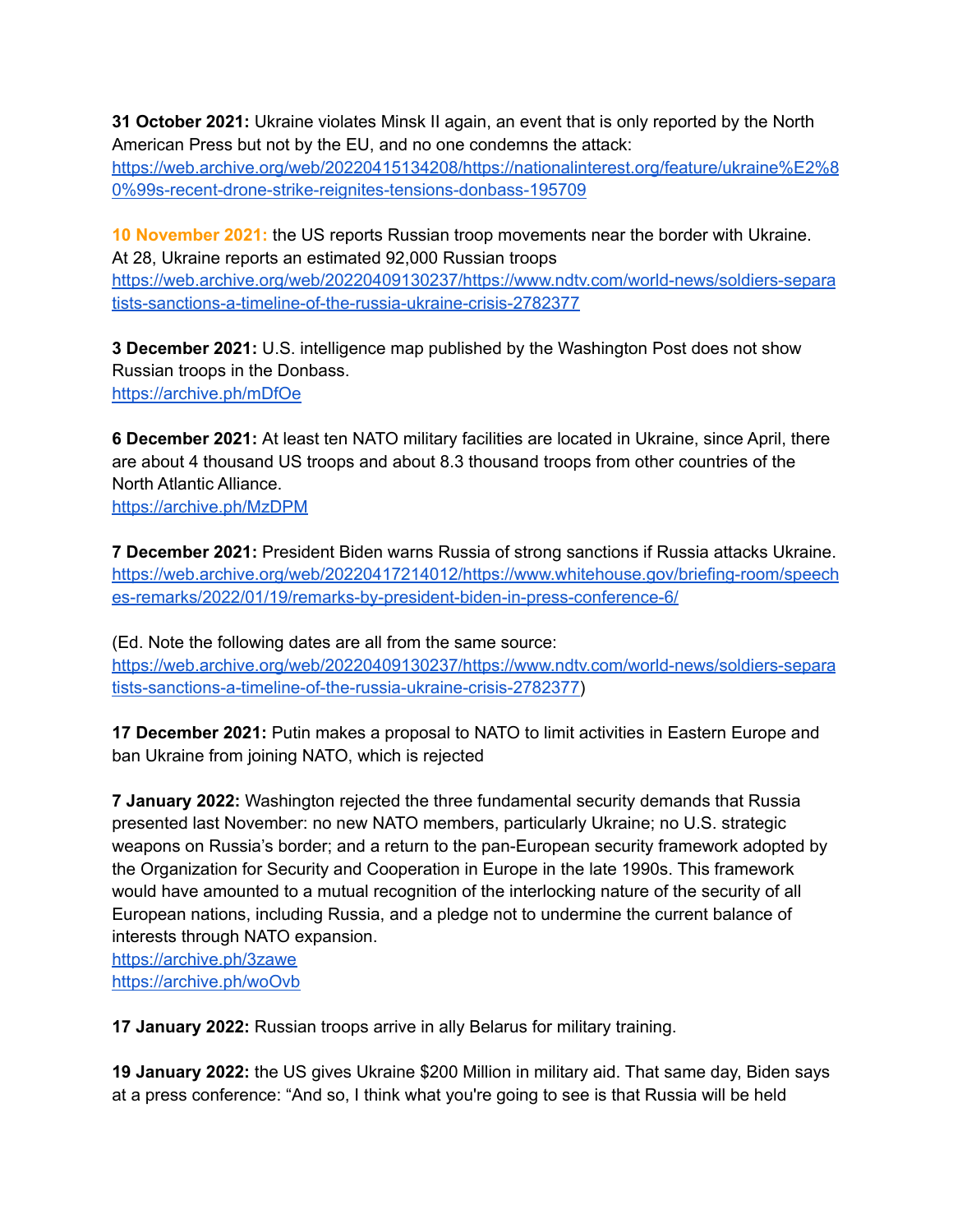**31 October 2021:** Ukraine violates Minsk II again, an event that is only reported by the North American Press but not by the EU, and no one condemns the attack:
[https://web.archive.org/web/20220415134208/https://nationalinterest.org/feature/ukraine%E2%80%99s-recent-drone-strike-reignites-tensions-donbass-195709](https://web.archive.org/web/20220415134208/https://nationalinterest.org/feature/ukraine%E2%80%99s-recent-drone-strike-reignites-tensions-donbass-195709)

**10 November 2021:** the US reports Russian troop movements near the border with Ukraine. At 28, Ukraine reports an estimated 92,000 Russian troops
[https://web.archive.org/web/20220409130237/https://www.ndtv.com/world-news/soldiers-separatists-sanctions-a-timeline-of-the-russia-ukraine-crisis-2782377](https://web.archive.org/web/20220409130237/https://www.ndtv.com/world-news/soldiers-separatists-sanctions-a-timeline-of-the-russia-ukraine-crisis-2782377)

**3 December 2021:** U.S. intelligence map published by the Washington Post does not show Russian troops in the Donbass.
[https://archive.ph/mDfOe](https://archive.ph/mDfOe)

**6 December 2021:** At least ten NATO military facilities are located in Ukraine, since April, there are about 4 thousand US troops and about 8.3 thousand troops from other countries of the North Atlantic Alliance.
[https://archive.ph/MzDPM](https://archive.ph/MzDPM)

**7 December 2021:** President Biden warns Russia of strong sanctions if Russia attacks Ukraine.
[https://web.archive.org/web/20220417214012/https://www.whitehouse.gov/briefing-room/speeches-remarks/2022/01/19/remarks-by-president-biden-in-press-conference-6/](https://web.archive.org/web/20220417214012/https://www.whitehouse.gov/briefing-room/speeches-remarks/2022/01/19/remarks-by-president-biden-in-press-conference-6/)

(Ed. Note the following dates are all from the same source: [https://web.archive.org/web/20220409130237/https://www.ndtv.com/world-news/soldiers-separatists-sanctions-a-timeline-of-the-russia-ukraine-crisis-2782377](https://web.archive.org/web/20220409130237/https://www.ndtv.com/world-news/soldiers-separatists-sanctions-a-timeline-of-the-russia-ukraine-crisis-2782377))

**17 December 2021:** Putin makes a proposal to NATO to limit activities in Eastern Europe and ban Ukraine from joining NATO, which is rejected

**7 January 2022:** Washington rejected the three fundamental security demands that Russia presented last November: no new NATO members, particularly Ukraine; no U.S. strategic weapons on Russia's border; and a return to the pan-European security framework adopted by the Organization for Security and Cooperation in Europe in the late 1990s. This framework would have amounted to a mutual recognition of the interlocking nature of the security of all European nations, including Russia, and a pledge not to undermine the current balance of interests through NATO expansion.
[https://archive.ph/3zawe](https://archive.ph/3zawe)
[https://archive.ph/woOvb](https://archive.ph/woOvb)

**17 January 2022:** Russian troops arrive in ally Belarus for military training.

**19 January 2022:** the US gives Ukraine $200 Million in military aid. That same day, Biden says at a press conference: "And so, I think what you're going to see is that Russia will be held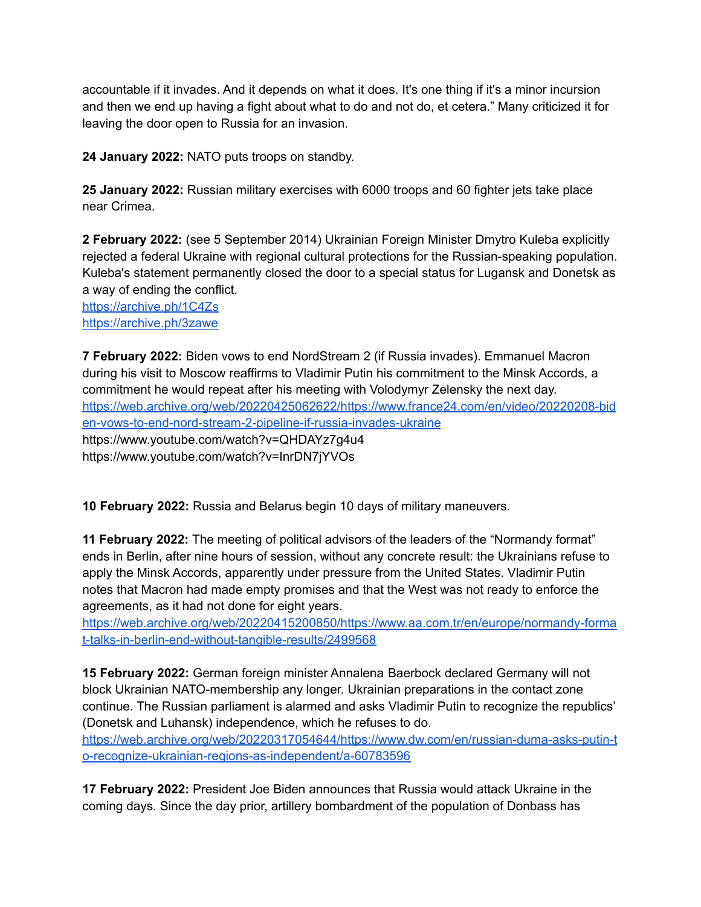accountable if it invades. And it depends on what it does. It's one thing if it's a minor incursion and then we end up having a fight about what to do and not do, et cetera." Many criticized it for leaving the door open to Russia for an invasion.

**24 January 2022:** NATO puts troops on standby.

**25 January 2022:** Russian military exercises with 6000 troops and 60 fighter jets take place near Crimea.

**2 February 2022:** (see 5 September 2014) Ukrainian Foreign Minister Dmytro Kuleba explicitly rejected a federal Ukraine with regional cultural protections for the Russian-speaking population. Kuleba's statement permanently closed the door to a special status for Lugansk and Donetsk as a way of ending the conflict.
https://archive.ph/1C4Zs
https://archive.ph/3zawe

**7 February 2022:** Biden vows to end NordStream 2 (if Russia invades). Emmanuel Macron during his visit to Moscow reaffirms to Vladimir Putin his commitment to the Minsk Accords, a commitment he would repeat after his meeting with Volodymyr Zelensky the next day.
https://web.archive.org/web/20220425062622/https://www.france24.com/en/video/20220208-biden-vows-to-end-nord-stream-2-pipeline-if-russia-invades-ukraine
https://www.youtube.com/watch?v=QHDAYz7g4u4
https://www.youtube.com/watch?v=InrDN7jYVOs

**10 February 2022:** Russia and Belarus begin 10 days of military maneuvers.

**11 February 2022:** The meeting of political advisors of the leaders of the "Normandy format" ends in Berlin, after nine hours of session, without any concrete result: the Ukrainians refuse to apply the Minsk Accords, apparently under pressure from the United States. Vladimir Putin notes that Macron had made empty promises and that the West was not ready to enforce the agreements, as it had not done for eight years.
https://web.archive.org/web/20220415200850/https://www.aa.com.tr/en/europe/normandy-format-talks-in-berlin-end-without-tangible-results/2499568

**15 February 2022:** German foreign minister Annalena Baerbock declared Germany will not block Ukrainian NATO-membership any longer. Ukrainian preparations in the contact zone continue. The Russian parliament is alarmed and asks Vladimir Putin to recognize the republics' (Donetsk and Luhansk) independence, which he refuses to do.
https://web.archive.org/web/20220317054644/https://www.dw.com/en/russian-duma-asks-putin-to-recognize-ukrainian-regions-as-independent/a-60783596

**17 February 2022:** President Joe Biden announces that Russia would attack Ukraine in the coming days. Since the day prior, artillery bombardment of the population of Donbass has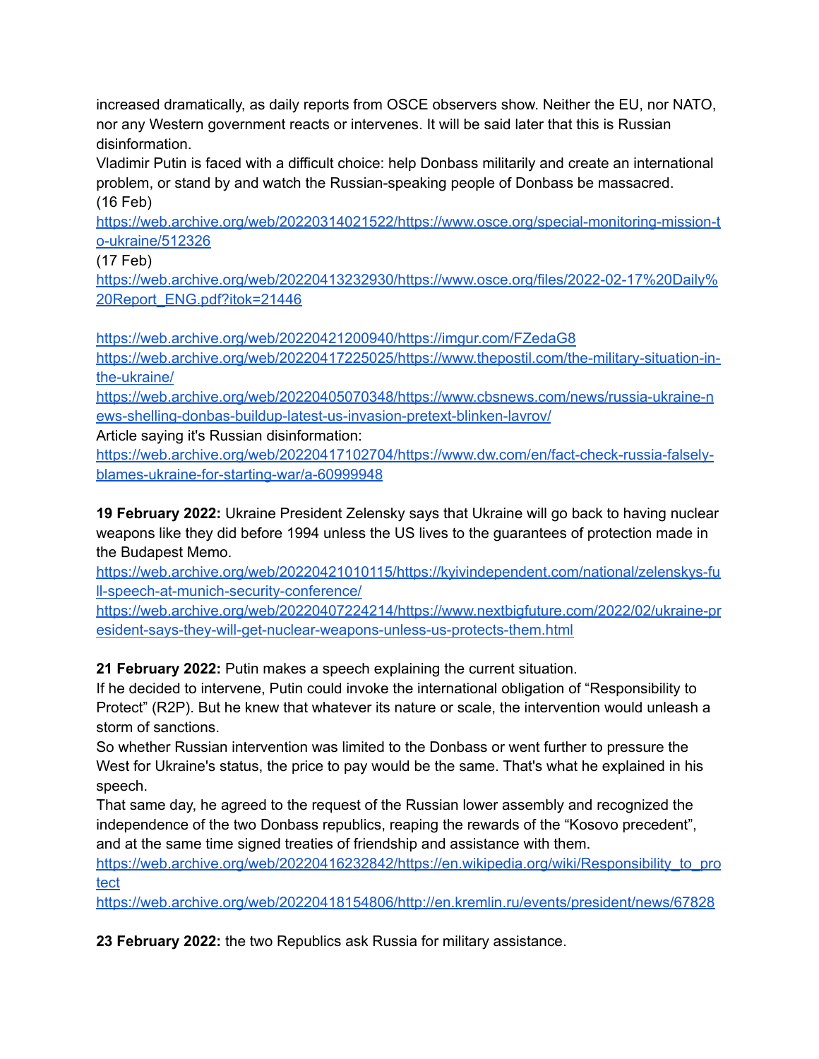increased dramatically, as daily reports from OSCE observers show. Neither the EU, nor NATO, nor any Western government reacts or intervenes. It will be said later that this is Russian disinformation.

Vladimir Putin is faced with a difficult choice: help Donbass militarily and create an international problem, or stand by and watch the Russian-speaking people of Donbass be massacred.

(16 Feb)

https://web.archive.org/web/20220314021522/https://www.osce.org/special-monitoring-mission-to-ukraine/512326

(17 Feb)

https://web.archive.org/web/20220413232930/https://www.osce.org/files/2022-02-17%20Daily%20Report_ENG.pdf?itok=21446

https://web.archive.org/web/20220421200940/https://imgur.com/FZedaG8

https://web.archive.org/web/20220417225025/https://www.thepostil.com/the-military-situation-in-the-ukraine/

https://web.archive.org/web/20220405070348/https://www.cbsnews.com/news/russia-ukraine-news-shelling-donbas-buildup-latest-us-invasion-pretext-blinken-lavrov/

Article saying it's Russian disinformation:

https://web.archive.org/web/20220417102704/https://www.dw.com/en/fact-check-russia-falsely-blames-ukraine-for-starting-war/a-60999948

**19 February 2022:** Ukraine President Zelensky says that Ukraine will go back to having nuclear weapons like they did before 1994 unless the US lives to the guarantees of protection made in the Budapest Memo.

https://web.archive.org/web/20220421010115/https://kyivindependent.com/national/zelenskys-full-speech-at-munich-security-conference/

https://web.archive.org/web/20220407224214/https://www.nextbigfuture.com/2022/02/ukraine-president-says-they-will-get-nuclear-weapons-unless-us-protects-them.html

**21 February 2022:** Putin makes a speech explaining the current situation.

If he decided to intervene, Putin could invoke the international obligation of "Responsibility to Protect" (R2P). But he knew that whatever its nature or scale, the intervention would unleash a storm of sanctions.

So whether Russian intervention was limited to the Donbass or went further to pressure the West for Ukraine's status, the price to pay would be the same. That's what he explained in his speech.

That same day, he agreed to the request of the Russian lower assembly and recognized the independence of the two Donbass republics, reaping the rewards of the "Kosovo precedent", and at the same time signed treaties of friendship and assistance with them.

https://web.archive.org/web/20220416232842/https://en.wikipedia.org/wiki/Responsibility_to_protect

https://web.archive.org/web/20220418154806/http://en.kremlin.ru/events/president/news/67828

**23 February 2022:** the two Republics ask Russia for military assistance.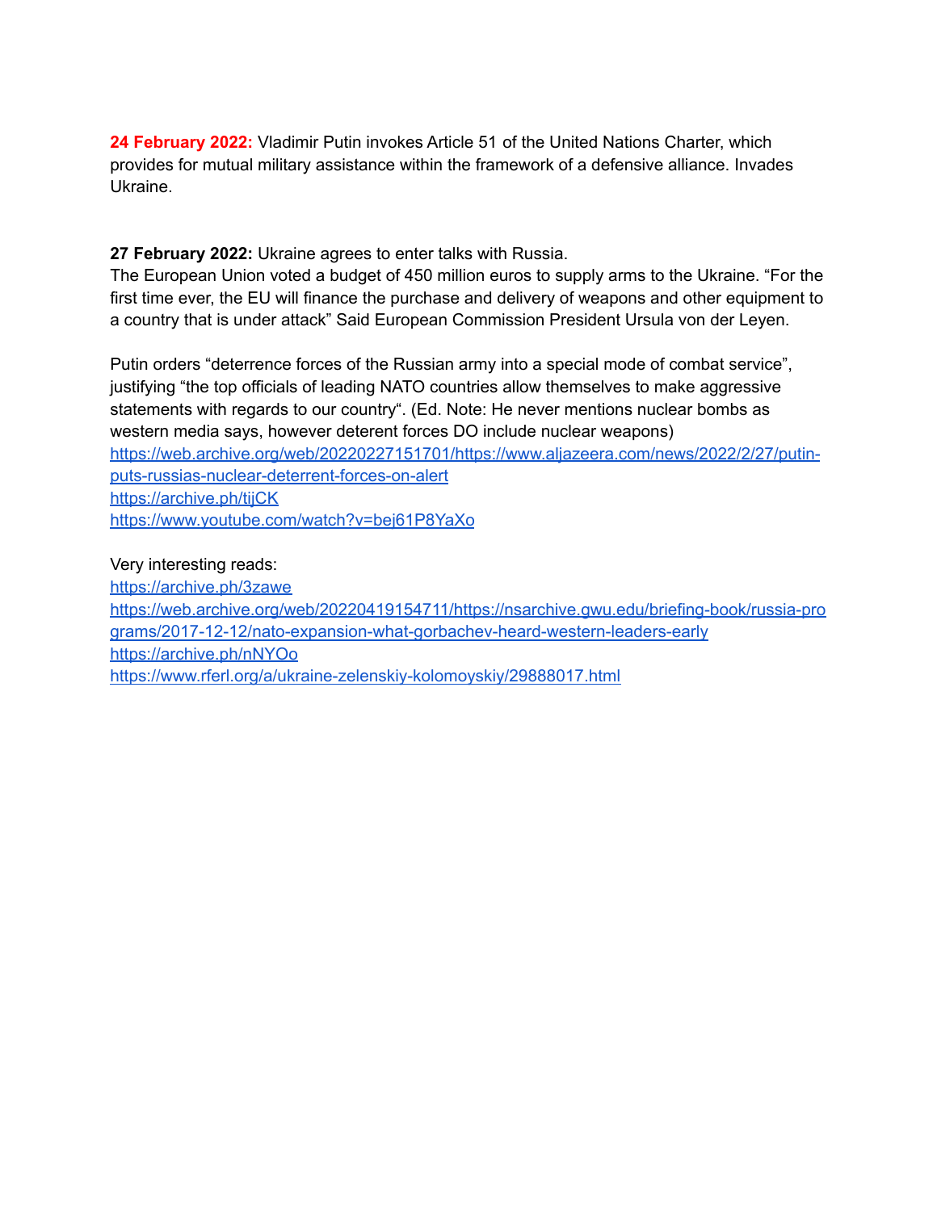**24 February 2022:** Vladimir Putin invokes Article 51 of the United Nations Charter, which provides for mutual military assistance within the framework of a defensive alliance. Invades Ukraine.

**27 February 2022:** Ukraine agrees to enter talks with Russia.
The European Union voted a budget of 450 million euros to supply arms to the Ukraine. "For the first time ever, the EU will finance the purchase and delivery of weapons and other equipment to a country that is under attack" Said European Commission President Ursula von der Leyen.

Putin orders "deterrence forces of the Russian army into a special mode of combat service", justifying "the top officials of leading NATO countries allow themselves to make aggressive statements with regards to our country". (Ed. Note: He never mentions nuclear bombs as western media says, however deterent forces DO include nuclear weapons)
https://web.archive.org/web/20220227151701/https://www.aljazeera.com/news/2022/2/27/putin-puts-russias-nuclear-deterrent-forces-on-alert
https://archive.ph/tijCK
https://www.youtube.com/watch?v=bej61P8YaXo

Very interesting reads:
https://archive.ph/3zawe
https://web.archive.org/web/20220419154711/https://nsarchive.gwu.edu/briefing-book/russia-programs/2017-12-12/nato-expansion-what-gorbachev-heard-western-leaders-early
https://archive.ph/nNYOo
https://www.rferl.org/a/ukraine-zelenskiy-kolomoyskiy/29888017.html